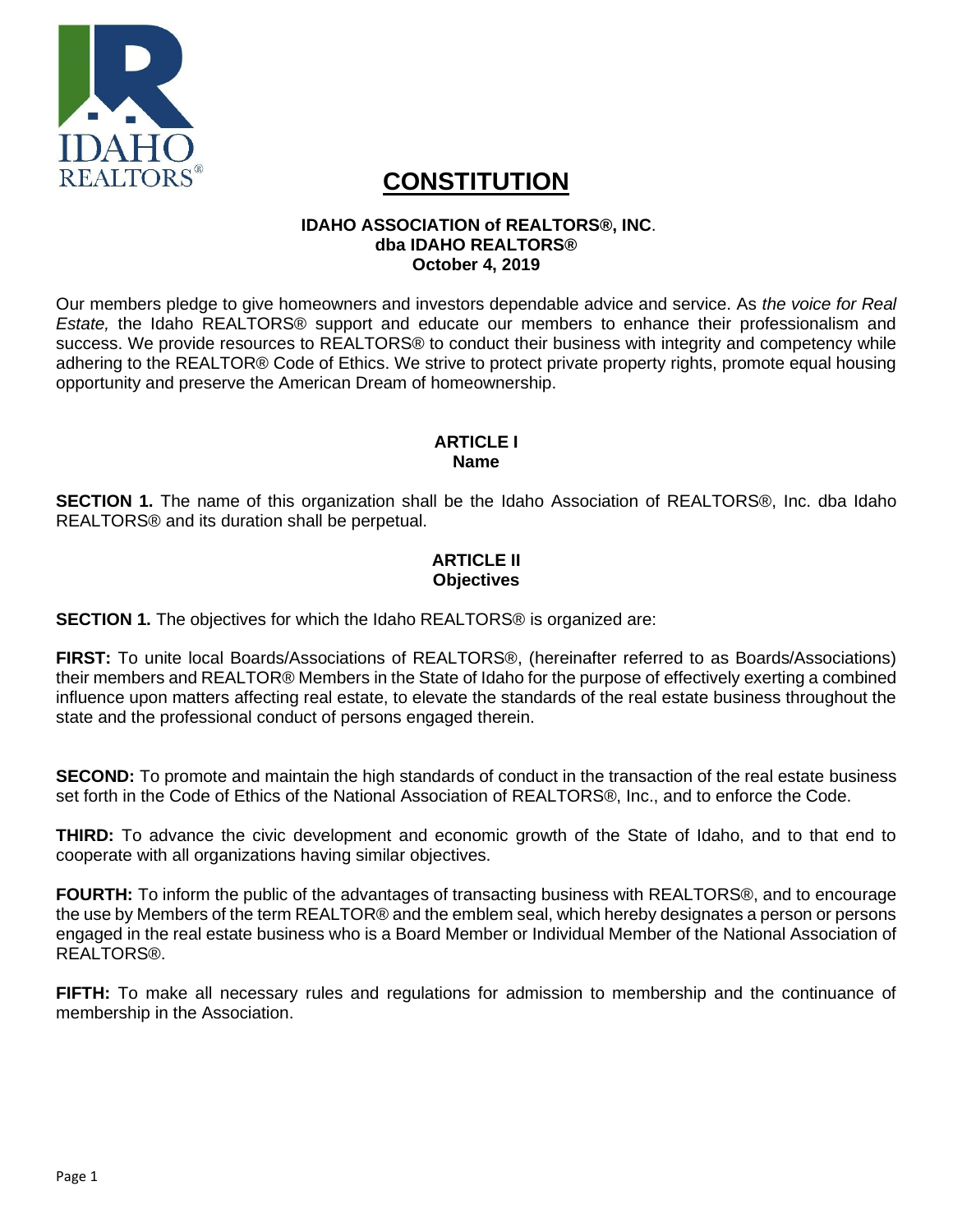# CONSTITUTION

**IDAHO ASSOCIATION of REALTORS®, INC.**
**dba IDAHO REALTORS®**
**October 4, 2019**

Our members pledge to give homeowners and investors dependable advice and service. As *the voice for Real Estate,* the Idaho REALTORS® support and educate our members to enhance their professionalism and success. We provide resources to REALTORS® to conduct their business with integrity and competency while adhering to the REALTOR® Code of Ethics. We strive to protect private property rights, promote equal housing opportunity and preserve the American Dream of homeownership.

## ARTICLE I
## Name

**SECTION 1.** The name of this organization shall be the Idaho Association of REALTORS®, Inc. dba Idaho REALTORS® and its duration shall be perpetual.

## ARTICLE II
## Objectives

**SECTION 1.** The objectives for which the Idaho REALTORS® is organized are:

**FIRST:** To unite local Boards/Associations of REALTORS®, (hereinafter referred to as Boards/Associations) their members and REALTOR® Members in the State of Idaho for the purpose of effectively exerting a combined influence upon matters affecting real estate, to elevate the standards of the real estate business throughout the state and the professional conduct of persons engaged therein.

**SECOND:** To promote and maintain the high standards of conduct in the transaction of the real estate business set forth in the Code of Ethics of the National Association of REALTORS®, Inc., and to enforce the Code.

**THIRD:** To advance the civic development and economic growth of the State of Idaho, and to that end to cooperate with all organizations having similar objectives.

**FOURTH:** To inform the public of the advantages of transacting business with REALTORS®, and to encourage the use by Members of the term REALTOR® and the emblem seal, which hereby designates a person or persons engaged in the real estate business who is a Board Member or Individual Member of the National Association of REALTORS®.

**FIFTH:** To make all necessary rules and regulations for admission to membership and the continuance of membership in the Association.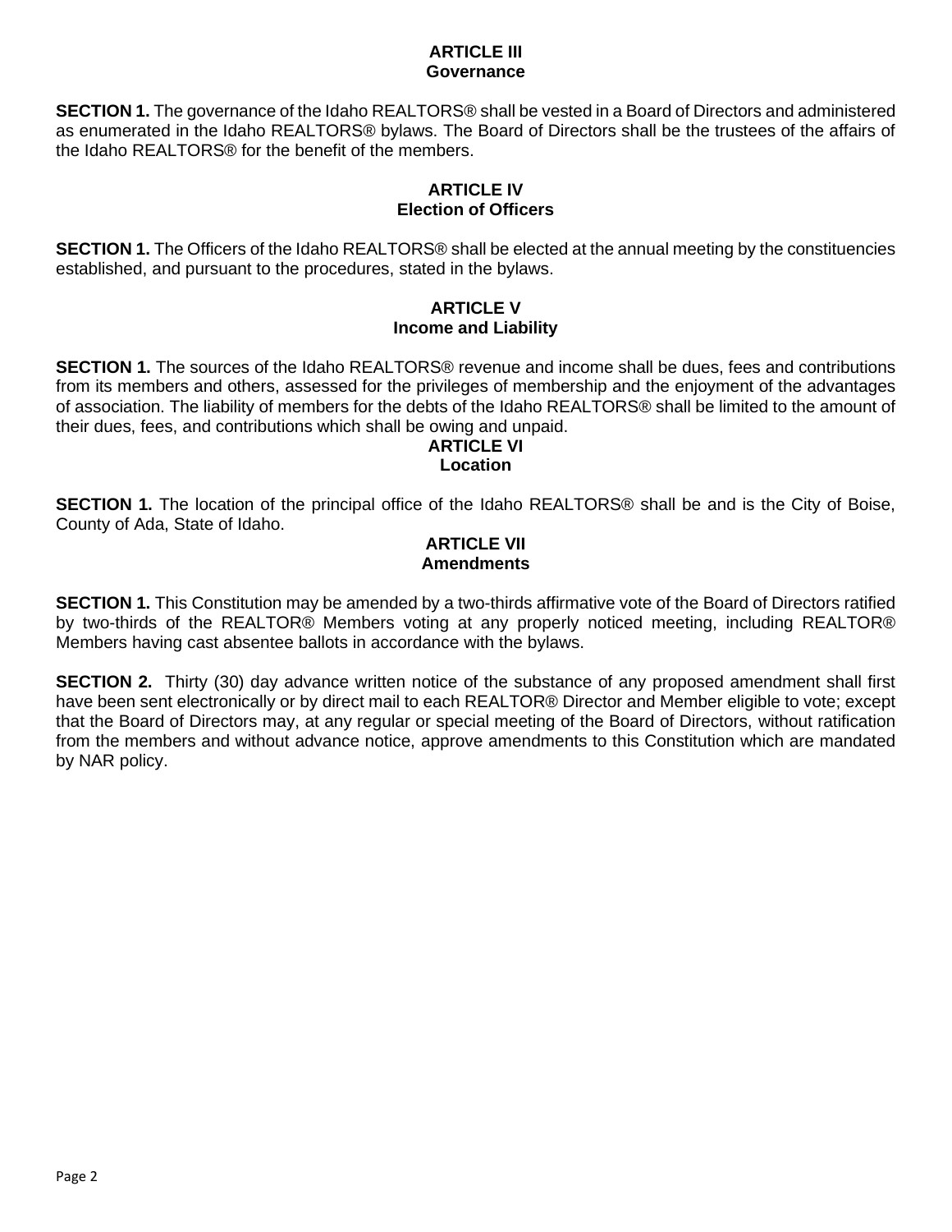## ARTICLE III
## Governance

**SECTION 1.** The governance of the Idaho REALTORS® shall be vested in a Board of Directors and administered as enumerated in the Idaho REALTORS® bylaws. The Board of Directors shall be the trustees of the affairs of the Idaho REALTORS® for the benefit of the members.

## ARTICLE IV
## Election of Officers

**SECTION 1.** The Officers of the Idaho REALTORS® shall be elected at the annual meeting by the constituencies established, and pursuant to the procedures, stated in the bylaws.

## ARTICLE V
## Income and Liability

**SECTION 1.** The sources of the Idaho REALTORS® revenue and income shall be dues, fees and contributions from its members and others, assessed for the privileges of membership and the enjoyment of the advantages of association. The liability of members for the debts of the Idaho REALTORS® shall be limited to the amount of their dues, fees, and contributions which shall be owing and unpaid.

## ARTICLE VI
## Location

**SECTION 1.** The location of the principal office of the Idaho REALTORS® shall be and is the City of Boise, County of Ada, State of Idaho.

## ARTICLE VII
## Amendments

**SECTION 1.** This Constitution may be amended by a two-thirds affirmative vote of the Board of Directors ratified by two-thirds of the REALTOR® Members voting at any properly noticed meeting, including REALTOR® Members having cast absentee ballots in accordance with the bylaws.

**SECTION 2.** Thirty (30) day advance written notice of the substance of any proposed amendment shall first have been sent electronically or by direct mail to each REALTOR® Director and Member eligible to vote; except that the Board of Directors may, at any regular or special meeting of the Board of Directors, without ratification from the members and without advance notice, approve amendments to this Constitution which are mandated by NAR policy.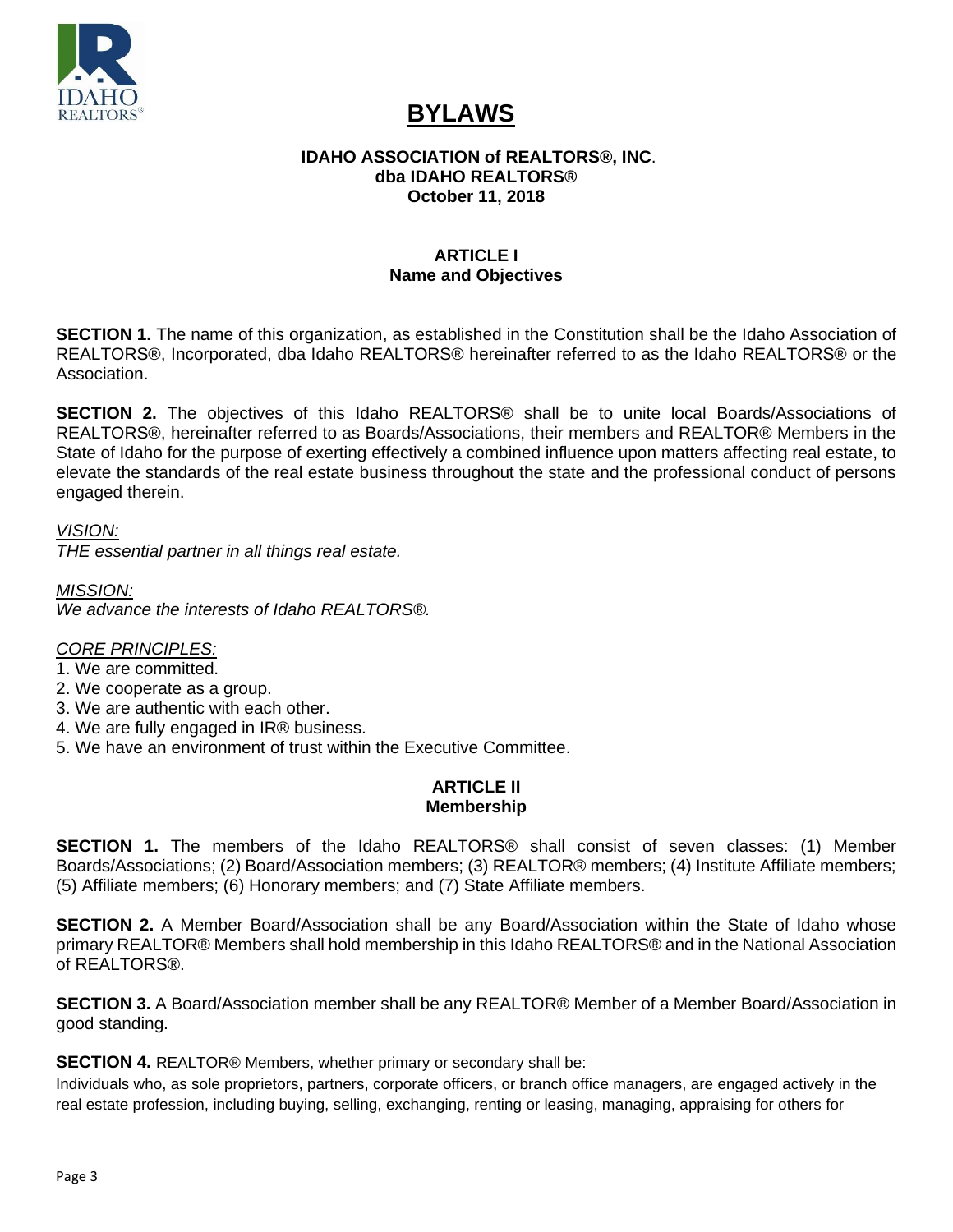# BYLAWS

**IDAHO ASSOCIATION of REALTORS®, INC.**
**dba IDAHO REALTORS®**
**October 11, 2018**

## ARTICLE I
## Name and Objectives

**SECTION 1.** The name of this organization, as established in the Constitution shall be the Idaho Association of REALTORS®, Incorporated, dba Idaho REALTORS® hereinafter referred to as the Idaho REALTORS® or the Association.

**SECTION 2.** The objectives of this Idaho REALTORS® shall be to unite local Boards/Associations of REALTORS®, hereinafter referred to as Boards/Associations, their members and REALTOR® Members in the State of Idaho for the purpose of exerting effectively a combined influence upon matters affecting real estate, to elevate the standards of the real estate business throughout the state and the professional conduct of persons engaged therein.

*VISION:*
*THE essential partner in all things real estate.*

*MISSION:*
*We advance the interests of Idaho REALTORS®.*

*CORE PRINCIPLES:*
1. We are committed.
2. We cooperate as a group.
3. We are authentic with each other.
4. We are fully engaged in IR® business.
5. We have an environment of trust within the Executive Committee.

## ARTICLE II
## Membership

**SECTION 1.** The members of the Idaho REALTORS® shall consist of seven classes: (1) Member Boards/Associations; (2) Board/Association members; (3) REALTOR® members; (4) Institute Affiliate members; (5) Affiliate members; (6) Honorary members; and (7) State Affiliate members.

**SECTION 2.** A Member Board/Association shall be any Board/Association within the State of Idaho whose primary REALTOR® Members shall hold membership in this Idaho REALTORS® and in the National Association of REALTORS®.

**SECTION 3.** A Board/Association member shall be any REALTOR® Member of a Member Board/Association in good standing.

**SECTION 4.** REALTOR® Members, whether primary or secondary shall be:

Individuals who, as sole proprietors, partners, corporate officers, or branch office managers, are engaged actively in the real estate profession, including buying, selling, exchanging, renting or leasing, managing, appraising for others for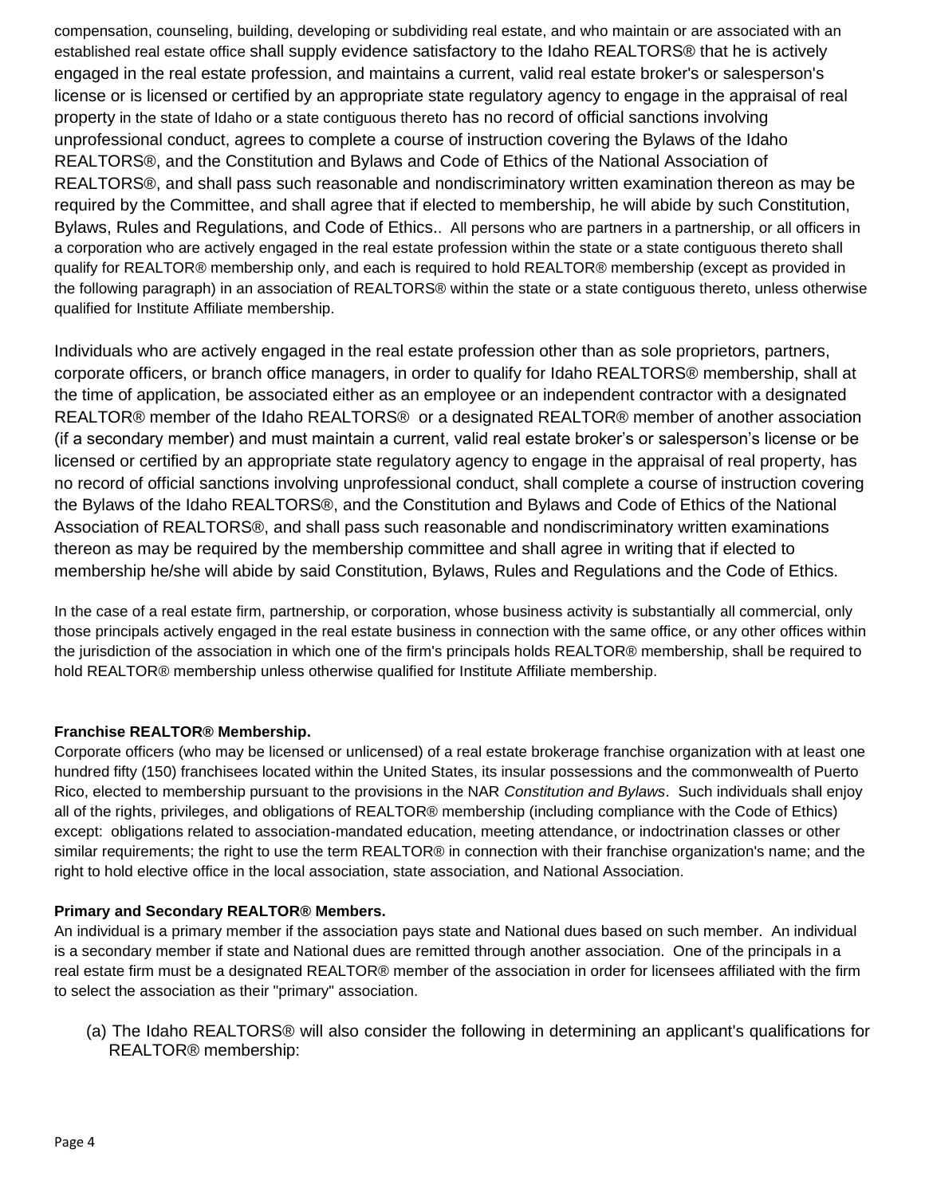compensation, counseling, building, developing or subdividing real estate, and who maintain or are associated with an established real estate office shall supply evidence satisfactory to the Idaho REALTORS® that he is actively engaged in the real estate profession, and maintains a current, valid real estate broker's or salesperson's license or is licensed or certified by an appropriate state regulatory agency to engage in the appraisal of real property in the state of Idaho or a state contiguous thereto has no record of official sanctions involving unprofessional conduct, agrees to complete a course of instruction covering the Bylaws of the Idaho REALTORS®, and the Constitution and Bylaws and Code of Ethics of the National Association of REALTORS®, and shall pass such reasonable and nondiscriminatory written examination thereon as may be required by the Committee, and shall agree that if elected to membership, he will abide by such Constitution, Bylaws, Rules and Regulations, and Code of Ethics.. All persons who are partners in a partnership, or all officers in a corporation who are actively engaged in the real estate profession within the state or a state contiguous thereto shall qualify for REALTOR® membership only, and each is required to hold REALTOR® membership (except as provided in the following paragraph) in an association of REALTORS® within the state or a state contiguous thereto, unless otherwise qualified for Institute Affiliate membership.

Individuals who are actively engaged in the real estate profession other than as sole proprietors, partners, corporate officers, or branch office managers, in order to qualify for Idaho REALTORS® membership, shall at the time of application, be associated either as an employee or an independent contractor with a designated REALTOR® member of the Idaho REALTORS® or a designated REALTOR® member of another association (if a secondary member) and must maintain a current, valid real estate broker's or salesperson's license or be licensed or certified by an appropriate state regulatory agency to engage in the appraisal of real property, has no record of official sanctions involving unprofessional conduct, shall complete a course of instruction covering the Bylaws of the Idaho REALTORS®, and the Constitution and Bylaws and Code of Ethics of the National Association of REALTORS®, and shall pass such reasonable and nondiscriminatory written examinations thereon as may be required by the membership committee and shall agree in writing that if elected to membership he/she will abide by said Constitution, Bylaws, Rules and Regulations and the Code of Ethics.

In the case of a real estate firm, partnership, or corporation, whose business activity is substantially all commercial, only those principals actively engaged in the real estate business in connection with the same office, or any other offices within the jurisdiction of the association in which one of the firm's principals holds REALTOR® membership, shall be required to hold REALTOR® membership unless otherwise qualified for Institute Affiliate membership.

**Franchise REALTOR® Membership.**

Corporate officers (who may be licensed or unlicensed) of a real estate brokerage franchise organization with at least one hundred fifty (150) franchisees located within the United States, its insular possessions and the commonwealth of Puerto Rico, elected to membership pursuant to the provisions in the NAR *Constitution and Bylaws*. Such individuals shall enjoy all of the rights, privileges, and obligations of REALTOR® membership (including compliance with the Code of Ethics) except: obligations related to association-mandated education, meeting attendance, or indoctrination classes or other similar requirements; the right to use the term REALTOR® in connection with their franchise organization's name; and the right to hold elective office in the local association, state association, and National Association.

**Primary and Secondary REALTOR® Members.**

An individual is a primary member if the association pays state and National dues based on such member. An individual is a secondary member if state and National dues are remitted through another association. One of the principals in a real estate firm must be a designated REALTOR® member of the association in order for licensees affiliated with the firm to select the association as their "primary" association.

(a) The Idaho REALTORS® will also consider the following in determining an applicant's qualifications for REALTOR® membership: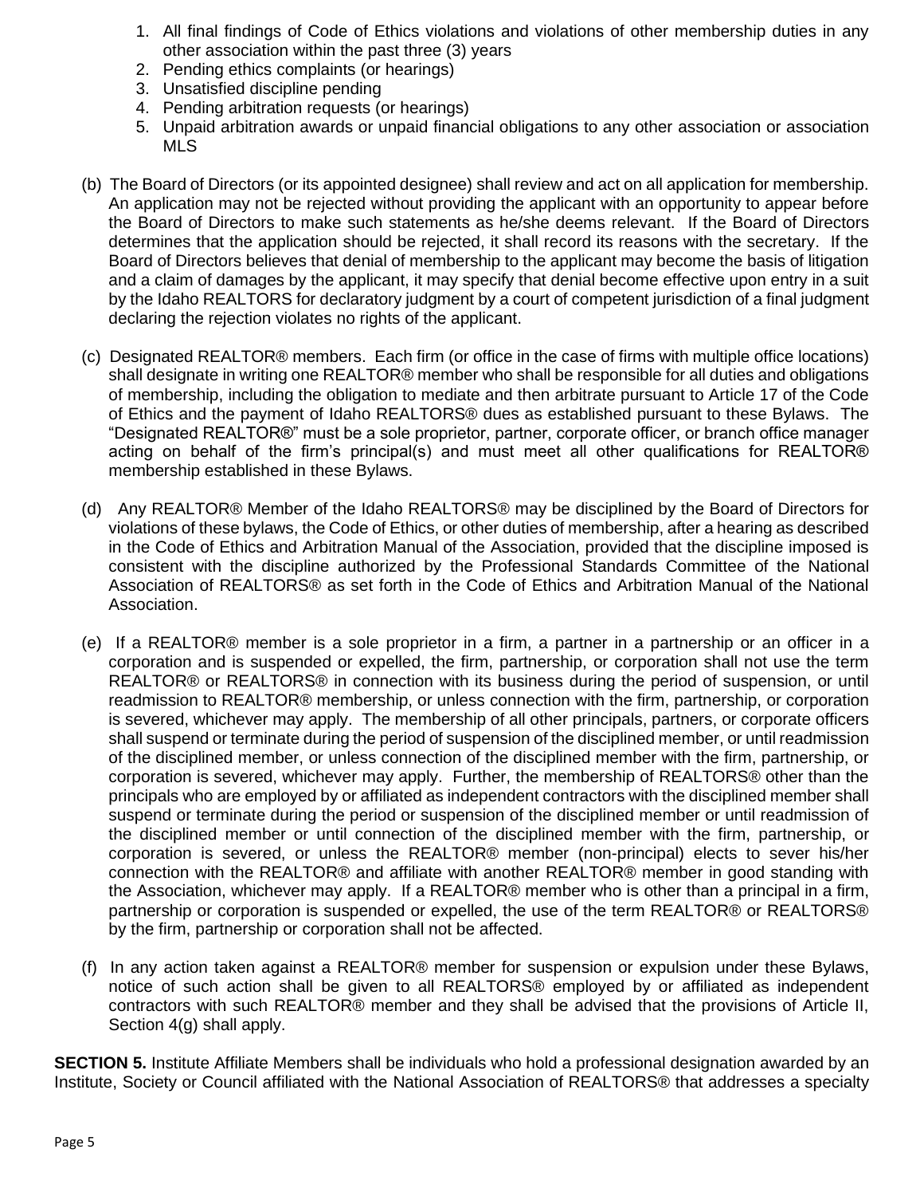1. All final findings of Code of Ethics violations and violations of other membership duties in any other association within the past three (3) years
2. Pending ethics complaints (or hearings)
3. Unsatisfied discipline pending
4. Pending arbitration requests (or hearings)
5. Unpaid arbitration awards or unpaid financial obligations to any other association or association MLS

(b) The Board of Directors (or its appointed designee) shall review and act on all application for membership. An application may not be rejected without providing the applicant with an opportunity to appear before the Board of Directors to make such statements as he/she deems relevant. If the Board of Directors determines that the application should be rejected, it shall record its reasons with the secretary. If the Board of Directors believes that denial of membership to the applicant may become the basis of litigation and a claim of damages by the applicant, it may specify that denial become effective upon entry in a suit by the Idaho REALTORS for declaratory judgment by a court of competent jurisdiction of a final judgment declaring the rejection violates no rights of the applicant.

(c) Designated REALTOR® members. Each firm (or office in the case of firms with multiple office locations) shall designate in writing one REALTOR® member who shall be responsible for all duties and obligations of membership, including the obligation to mediate and then arbitrate pursuant to Article 17 of the Code of Ethics and the payment of Idaho REALTORS® dues as established pursuant to these Bylaws. The "Designated REALTOR®" must be a sole proprietor, partner, corporate officer, or branch office manager acting on behalf of the firm's principal(s) and must meet all other qualifications for REALTOR® membership established in these Bylaws.

(d) Any REALTOR® Member of the Idaho REALTORS® may be disciplined by the Board of Directors for violations of these bylaws, the Code of Ethics, or other duties of membership, after a hearing as described in the Code of Ethics and Arbitration Manual of the Association, provided that the discipline imposed is consistent with the discipline authorized by the Professional Standards Committee of the National Association of REALTORS® as set forth in the Code of Ethics and Arbitration Manual of the National Association.

(e) If a REALTOR® member is a sole proprietor in a firm, a partner in a partnership or an officer in a corporation and is suspended or expelled, the firm, partnership, or corporation shall not use the term REALTOR® or REALTORS® in connection with its business during the period of suspension, or until readmission to REALTOR® membership, or unless connection with the firm, partnership, or corporation is severed, whichever may apply. The membership of all other principals, partners, or corporate officers shall suspend or terminate during the period of suspension of the disciplined member, or until readmission of the disciplined member, or unless connection of the disciplined member with the firm, partnership, or corporation is severed, whichever may apply. Further, the membership of REALTORS® other than the principals who are employed by or affiliated as independent contractors with the disciplined member shall suspend or terminate during the period or suspension of the disciplined member or until readmission of the disciplined member or until connection of the disciplined member with the firm, partnership, or corporation is severed, or unless the REALTOR® member (non-principal) elects to sever his/her connection with the REALTOR® and affiliate with another REALTOR® member in good standing with the Association, whichever may apply. If a REALTOR® member who is other than a principal in a firm, partnership or corporation is suspended or expelled, the use of the term REALTOR® or REALTORS® by the firm, partnership or corporation shall not be affected.

(f) In any action taken against a REALTOR® member for suspension or expulsion under these Bylaws, notice of such action shall be given to all REALTORS® employed by or affiliated as independent contractors with such REALTOR® member and they shall be advised that the provisions of Article II, Section 4(g) shall apply.

**SECTION 5.** Institute Affiliate Members shall be individuals who hold a professional designation awarded by an Institute, Society or Council affiliated with the National Association of REALTORS® that addresses a specialty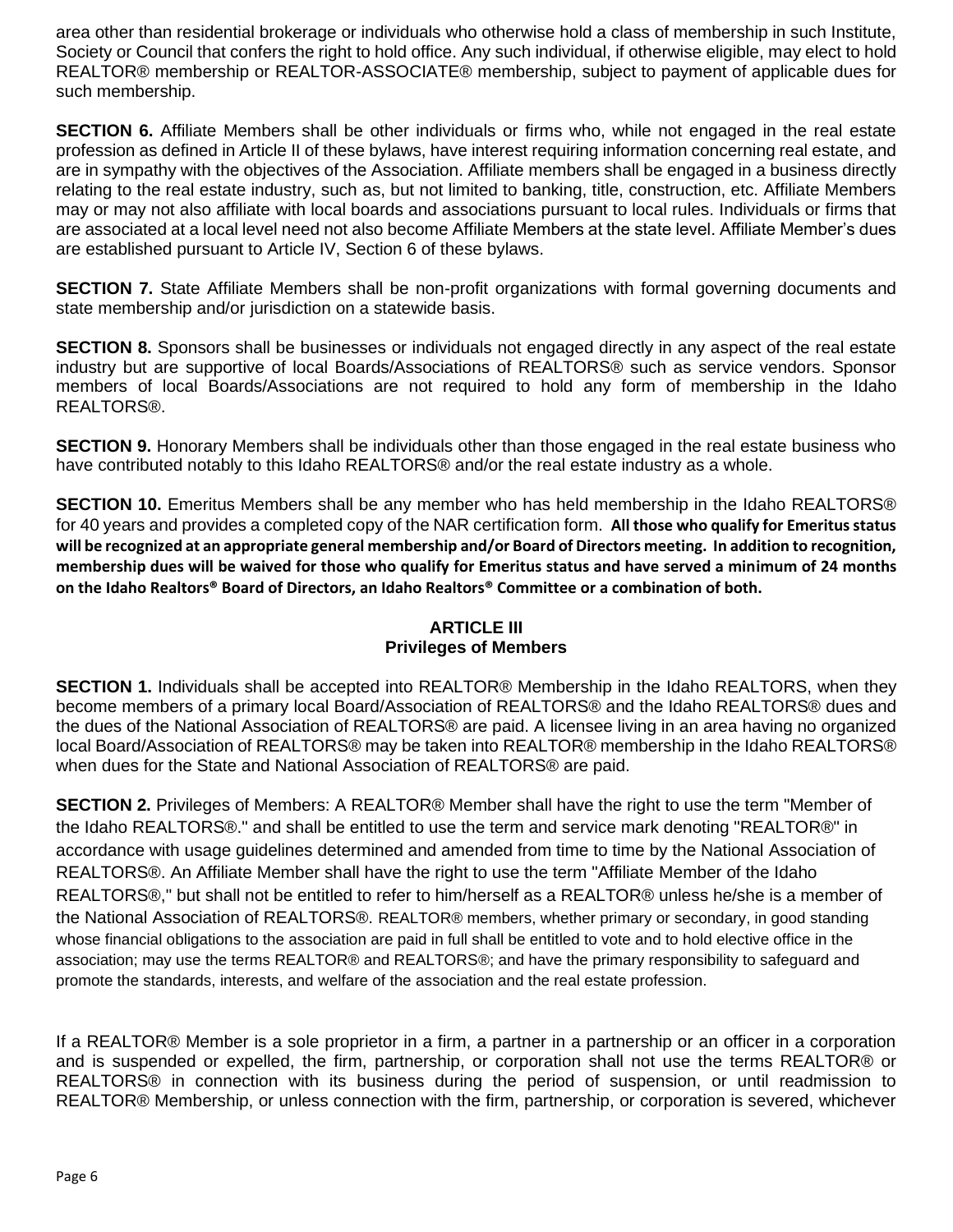area other than residential brokerage or individuals who otherwise hold a class of membership in such Institute, Society or Council that confers the right to hold office. Any such individual, if otherwise eligible, may elect to hold REALTOR® membership or REALTOR-ASSOCIATE® membership, subject to payment of applicable dues for such membership.

**SECTION 6.** Affiliate Members shall be other individuals or firms who, while not engaged in the real estate profession as defined in Article II of these bylaws, have interest requiring information concerning real estate, and are in sympathy with the objectives of the Association. Affiliate members shall be engaged in a business directly relating to the real estate industry, such as, but not limited to banking, title, construction, etc. Affiliate Members may or may not also affiliate with local boards and associations pursuant to local rules. Individuals or firms that are associated at a local level need not also become Affiliate Members at the state level. Affiliate Member's dues are established pursuant to Article IV, Section 6 of these bylaws.

**SECTION 7.** State Affiliate Members shall be non-profit organizations with formal governing documents and state membership and/or jurisdiction on a statewide basis.

**SECTION 8.** Sponsors shall be businesses or individuals not engaged directly in any aspect of the real estate industry but are supportive of local Boards/Associations of REALTORS® such as service vendors. Sponsor members of local Boards/Associations are not required to hold any form of membership in the Idaho REALTORS®.

**SECTION 9.** Honorary Members shall be individuals other than those engaged in the real estate business who have contributed notably to this Idaho REALTORS® and/or the real estate industry as a whole.

**SECTION 10.** Emeritus Members shall be any member who has held membership in the Idaho REALTORS® for 40 years and provides a completed copy of the NAR certification form. **All those who qualify for Emeritus status will be recognized at an appropriate general membership and/or Board of Directors meeting. In addition to recognition, membership dues will be waived for those who qualify for Emeritus status and have served a minimum of 24 months on the Idaho Realtors® Board of Directors, an Idaho Realtors® Committee or a combination of both.**

## ARTICLE III
## Privileges of Members

**SECTION 1.** Individuals shall be accepted into REALTOR® Membership in the Idaho REALTORS, when they become members of a primary local Board/Association of REALTORS® and the Idaho REALTORS® dues and the dues of the National Association of REALTORS® are paid. A licensee living in an area having no organized local Board/Association of REALTORS® may be taken into REALTOR® membership in the Idaho REALTORS® when dues for the State and National Association of REALTORS® are paid.

**SECTION 2.** Privileges of Members: A REALTOR® Member shall have the right to use the term "Member of the Idaho REALTORS®." and shall be entitled to use the term and service mark denoting "REALTOR®" in accordance with usage guidelines determined and amended from time to time by the National Association of REALTORS®. An Affiliate Member shall have the right to use the term "Affiliate Member of the Idaho REALTORS®," but shall not be entitled to refer to him/herself as a REALTOR® unless he/she is a member of the National Association of REALTORS®. REALTOR® members, whether primary or secondary, in good standing whose financial obligations to the association are paid in full shall be entitled to vote and to hold elective office in the association; may use the terms REALTOR® and REALTORS®; and have the primary responsibility to safeguard and promote the standards, interests, and welfare of the association and the real estate profession.

If a REALTOR® Member is a sole proprietor in a firm, a partner in a partnership or an officer in a corporation and is suspended or expelled, the firm, partnership, or corporation shall not use the terms REALTOR® or REALTORS® in connection with its business during the period of suspension, or until readmission to REALTOR® Membership, or unless connection with the firm, partnership, or corporation is severed, whichever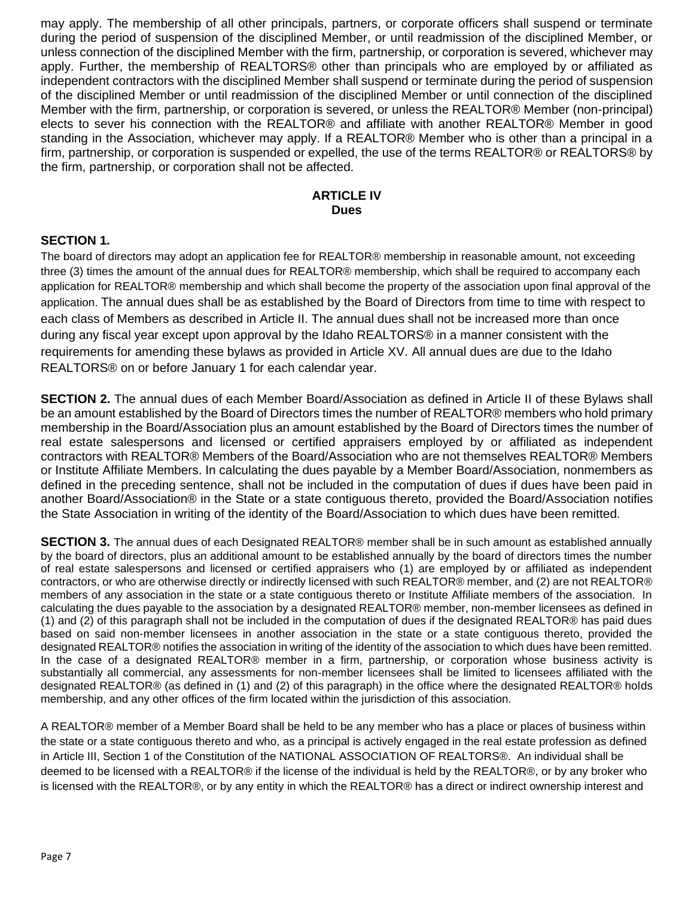may apply. The membership of all other principals, partners, or corporate officers shall suspend or terminate during the period of suspension of the disciplined Member, or until readmission of the disciplined Member, or unless connection of the disciplined Member with the firm, partnership, or corporation is severed, whichever may apply. Further, the membership of REALTORS® other than principals who are employed by or affiliated as independent contractors with the disciplined Member shall suspend or terminate during the period of suspension of the disciplined Member or until readmission of the disciplined Member or until connection of the disciplined Member with the firm, partnership, or corporation is severed, or unless the REALTOR® Member (non-principal) elects to sever his connection with the REALTOR® and affiliate with another REALTOR® Member in good standing in the Association, whichever may apply. If a REALTOR® Member who is other than a principal in a firm, partnership, or corporation is suspended or expelled, the use of the terms REALTOR® or REALTORS® by the firm, partnership, or corporation shall not be affected.

## ARTICLE IV
## Dues

**SECTION 1.**
The board of directors may adopt an application fee for REALTOR® membership in reasonable amount, not exceeding three (3) times the amount of the annual dues for REALTOR® membership, which shall be required to accompany each application for REALTOR® membership and which shall become the property of the association upon final approval of the application. The annual dues shall be as established by the Board of Directors from time to time with respect to each class of Members as described in Article II. The annual dues shall not be increased more than once during any fiscal year except upon approval by the Idaho REALTORS® in a manner consistent with the requirements for amending these bylaws as provided in Article XV. All annual dues are due to the Idaho REALTORS® on or before January 1 for each calendar year.

**SECTION 2.** The annual dues of each Member Board/Association as defined in Article II of these Bylaws shall be an amount established by the Board of Directors times the number of REALTOR® members who hold primary membership in the Board/Association plus an amount established by the Board of Directors times the number of real estate salespersons and licensed or certified appraisers employed by or affiliated as independent contractors with REALTOR® Members of the Board/Association who are not themselves REALTOR® Members or Institute Affiliate Members. In calculating the dues payable by a Member Board/Association, nonmembers as defined in the preceding sentence, shall not be included in the computation of dues if dues have been paid in another Board/Association® in the State or a state contiguous thereto, provided the Board/Association notifies the State Association in writing of the identity of the Board/Association to which dues have been remitted.

**SECTION 3.** The annual dues of each Designated REALTOR® member shall be in such amount as established annually by the board of directors, plus an additional amount to be established annually by the board of directors times the number of real estate salespersons and licensed or certified appraisers who (1) are employed by or affiliated as independent contractors, or who are otherwise directly or indirectly licensed with such REALTOR® member, and (2) are not REALTOR® members of any association in the state or a state contiguous thereto or Institute Affiliate members of the association. In calculating the dues payable to the association by a designated REALTOR® member, non-member licensees as defined in (1) and (2) of this paragraph shall not be included in the computation of dues if the designated REALTOR® has paid dues based on said non-member licensees in another association in the state or a state contiguous thereto, provided the designated REALTOR® notifies the association in writing of the identity of the association to which dues have been remitted. In the case of a designated REALTOR® member in a firm, partnership, or corporation whose business activity is substantially all commercial, any assessments for non-member licensees shall be limited to licensees affiliated with the designated REALTOR® (as defined in (1) and (2) of this paragraph) in the office where the designated REALTOR® holds membership, and any other offices of the firm located within the jurisdiction of this association.

A REALTOR® member of a Member Board shall be held to be any member who has a place or places of business within the state or a state contiguous thereto and who, as a principal is actively engaged in the real estate profession as defined in Article III, Section 1 of the Constitution of the NATIONAL ASSOCIATION OF REALTORS®. An individual shall be deemed to be licensed with a REALTOR® if the license of the individual is held by the REALTOR®, or by any broker who is licensed with the REALTOR®, or by any entity in which the REALTOR® has a direct or indirect ownership interest and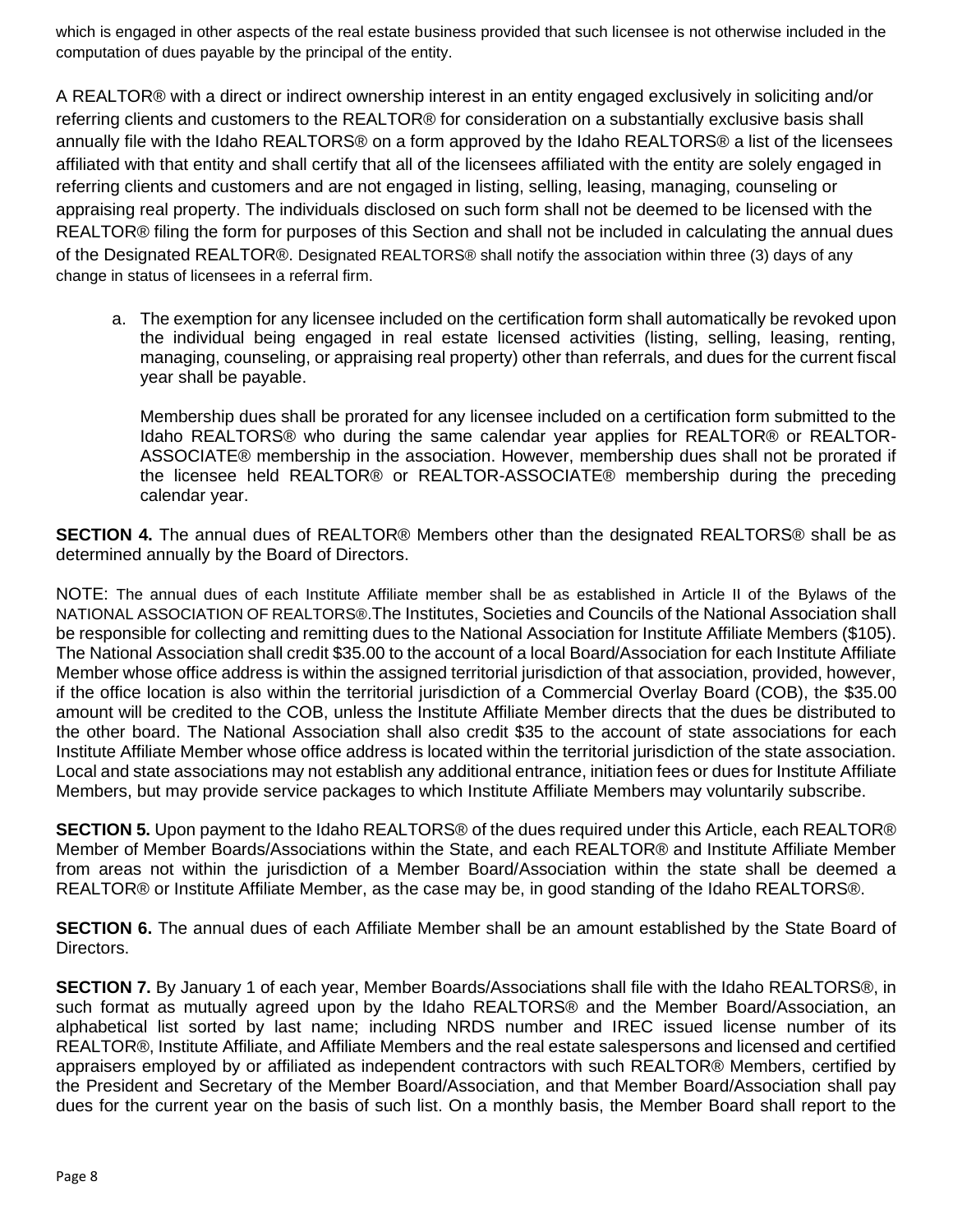which is engaged in other aspects of the real estate business provided that such licensee is not otherwise included in the computation of dues payable by the principal of the entity.

A REALTOR® with a direct or indirect ownership interest in an entity engaged exclusively in soliciting and/or referring clients and customers to the REALTOR® for consideration on a substantially exclusive basis shall annually file with the Idaho REALTORS® on a form approved by the Idaho REALTORS® a list of the licensees affiliated with that entity and shall certify that all of the licensees affiliated with the entity are solely engaged in referring clients and customers and are not engaged in listing, selling, leasing, managing, counseling or appraising real property. The individuals disclosed on such form shall not be deemed to be licensed with the REALTOR® filing the form for purposes of this Section and shall not be included in calculating the annual dues of the Designated REALTOR®. Designated REALTORS® shall notify the association within three (3) days of any change in status of licensees in a referral firm.

a. The exemption for any licensee included on the certification form shall automatically be revoked upon the individual being engaged in real estate licensed activities (listing, selling, leasing, renting, managing, counseling, or appraising real property) other than referrals, and dues for the current fiscal year shall be payable.

   Membership dues shall be prorated for any licensee included on a certification form submitted to the Idaho REALTORS® who during the same calendar year applies for REALTOR® or REALTOR-ASSOCIATE® membership in the association. However, membership dues shall not be prorated if the licensee held REALTOR® or REALTOR-ASSOCIATE® membership during the preceding calendar year.

**SECTION 4.** The annual dues of REALTOR® Members other than the designated REALTORS® shall be as determined annually by the Board of Directors.

NOTE: The annual dues of each Institute Affiliate member shall be as established in Article II of the Bylaws of the NATIONAL ASSOCIATION OF REALTORS®.The Institutes, Societies and Councils of the National Association shall be responsible for collecting and remitting dues to the National Association for Institute Affiliate Members ($105). The National Association shall credit $35.00 to the account of a local Board/Association for each Institute Affiliate Member whose office address is within the assigned territorial jurisdiction of that association, provided, however, if the office location is also within the territorial jurisdiction of a Commercial Overlay Board (COB), the $35.00 amount will be credited to the COB, unless the Institute Affiliate Member directs that the dues be distributed to the other board. The National Association shall also credit $35 to the account of state associations for each Institute Affiliate Member whose office address is located within the territorial jurisdiction of the state association. Local and state associations may not establish any additional entrance, initiation fees or dues for Institute Affiliate Members, but may provide service packages to which Institute Affiliate Members may voluntarily subscribe.

**SECTION 5.** Upon payment to the Idaho REALTORS® of the dues required under this Article, each REALTOR® Member of Member Boards/Associations within the State, and each REALTOR® and Institute Affiliate Member from areas not within the jurisdiction of a Member Board/Association within the state shall be deemed a REALTOR® or Institute Affiliate Member, as the case may be, in good standing of the Idaho REALTORS®.

**SECTION 6.** The annual dues of each Affiliate Member shall be an amount established by the State Board of Directors.

**SECTION 7.** By January 1 of each year, Member Boards/Associations shall file with the Idaho REALTORS®, in such format as mutually agreed upon by the Idaho REALTORS® and the Member Board/Association, an alphabetical list sorted by last name; including NRDS number and IREC issued license number of its REALTOR®, Institute Affiliate, and Affiliate Members and the real estate salespersons and licensed and certified appraisers employed by or affiliated as independent contractors with such REALTOR® Members, certified by the President and Secretary of the Member Board/Association, and that Member Board/Association shall pay dues for the current year on the basis of such list. On a monthly basis, the Member Board shall report to the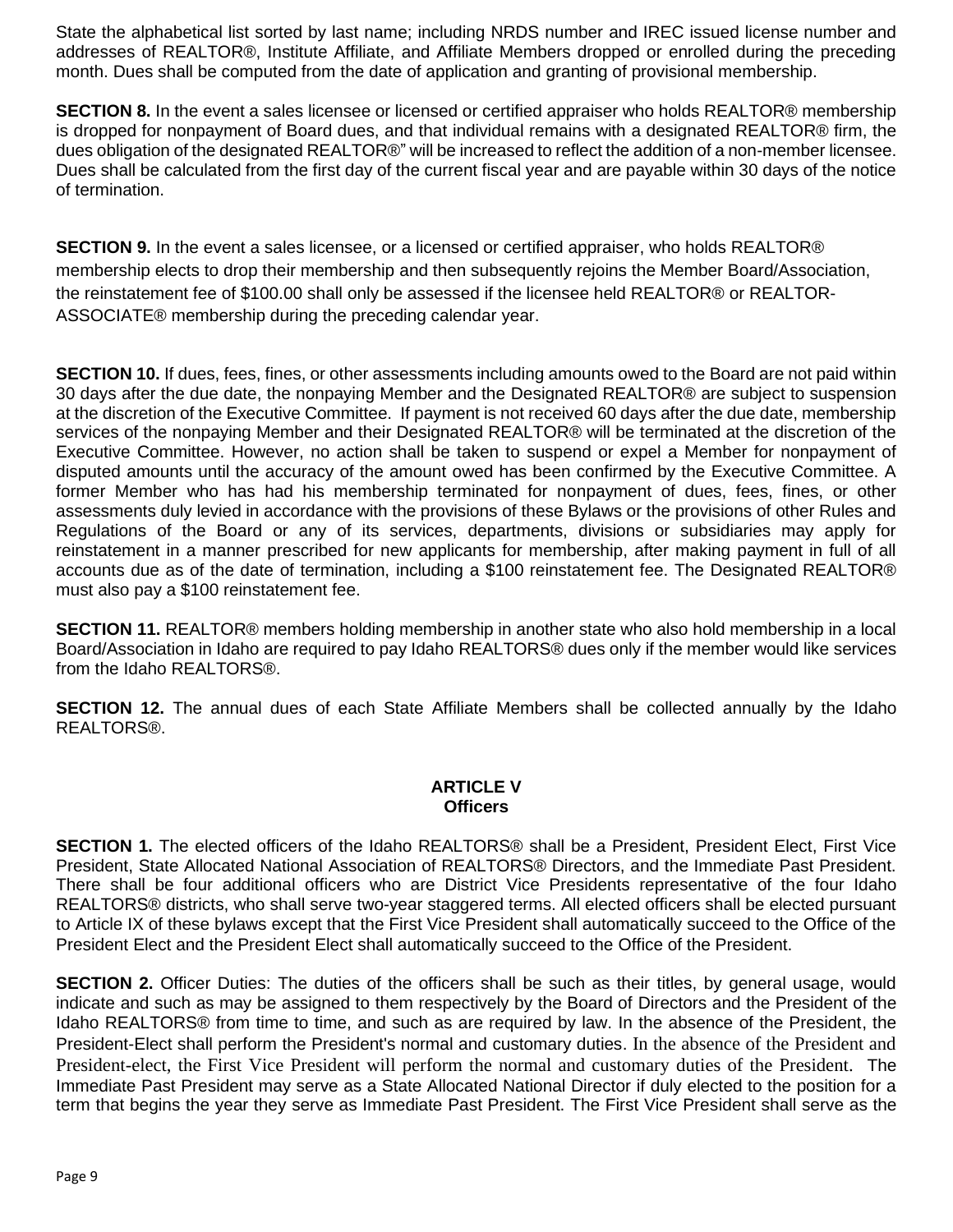State the alphabetical list sorted by last name; including NRDS number and IREC issued license number and addresses of REALTOR®, Institute Affiliate, and Affiliate Members dropped or enrolled during the preceding month. Dues shall be computed from the date of application and granting of provisional membership.

**SECTION 8.** In the event a sales licensee or licensed or certified appraiser who holds REALTOR® membership is dropped for nonpayment of Board dues, and that individual remains with a designated REALTOR® firm, the dues obligation of the designated REALTOR®" will be increased to reflect the addition of a non-member licensee. Dues shall be calculated from the first day of the current fiscal year and are payable within 30 days of the notice of termination.

**SECTION 9.** In the event a sales licensee, or a licensed or certified appraiser, who holds REALTOR® membership elects to drop their membership and then subsequently rejoins the Member Board/Association, the reinstatement fee of $100.00 shall only be assessed if the licensee held REALTOR® or REALTOR-ASSOCIATE® membership during the preceding calendar year.

**SECTION 10.** If dues, fees, fines, or other assessments including amounts owed to the Board are not paid within 30 days after the due date, the nonpaying Member and the Designated REALTOR® are subject to suspension at the discretion of the Executive Committee. If payment is not received 60 days after the due date, membership services of the nonpaying Member and their Designated REALTOR® will be terminated at the discretion of the Executive Committee. However, no action shall be taken to suspend or expel a Member for nonpayment of disputed amounts until the accuracy of the amount owed has been confirmed by the Executive Committee. A former Member who has had his membership terminated for nonpayment of dues, fees, fines, or other assessments duly levied in accordance with the provisions of these Bylaws or the provisions of other Rules and Regulations of the Board or any of its services, departments, divisions or subsidiaries may apply for reinstatement in a manner prescribed for new applicants for membership, after making payment in full of all accounts due as of the date of termination, including a $100 reinstatement fee. The Designated REALTOR® must also pay a $100 reinstatement fee.

**SECTION 11.** REALTOR® members holding membership in another state who also hold membership in a local Board/Association in Idaho are required to pay Idaho REALTORS® dues only if the member would like services from the Idaho REALTORS®.

**SECTION 12.** The annual dues of each State Affiliate Members shall be collected annually by the Idaho REALTORS®.

## ARTICLE V
## Officers

**SECTION 1.** The elected officers of the Idaho REALTORS® shall be a President, President Elect, First Vice President, State Allocated National Association of REALTORS® Directors, and the Immediate Past President. There shall be four additional officers who are District Vice Presidents representative of the four Idaho REALTORS® districts, who shall serve two-year staggered terms. All elected officers shall be elected pursuant to Article IX of these bylaws except that the First Vice President shall automatically succeed to the Office of the President Elect and the President Elect shall automatically succeed to the Office of the President.

**SECTION 2.** Officer Duties: The duties of the officers shall be such as their titles, by general usage, would indicate and such as may be assigned to them respectively by the Board of Directors and the President of the Idaho REALTORS® from time to time, and such as are required by law. In the absence of the President, the President-Elect shall perform the President's normal and customary duties. In the absence of the President and President-elect, the First Vice President will perform the normal and customary duties of the President. The Immediate Past President may serve as a State Allocated National Director if duly elected to the position for a term that begins the year they serve as Immediate Past President. The First Vice President shall serve as the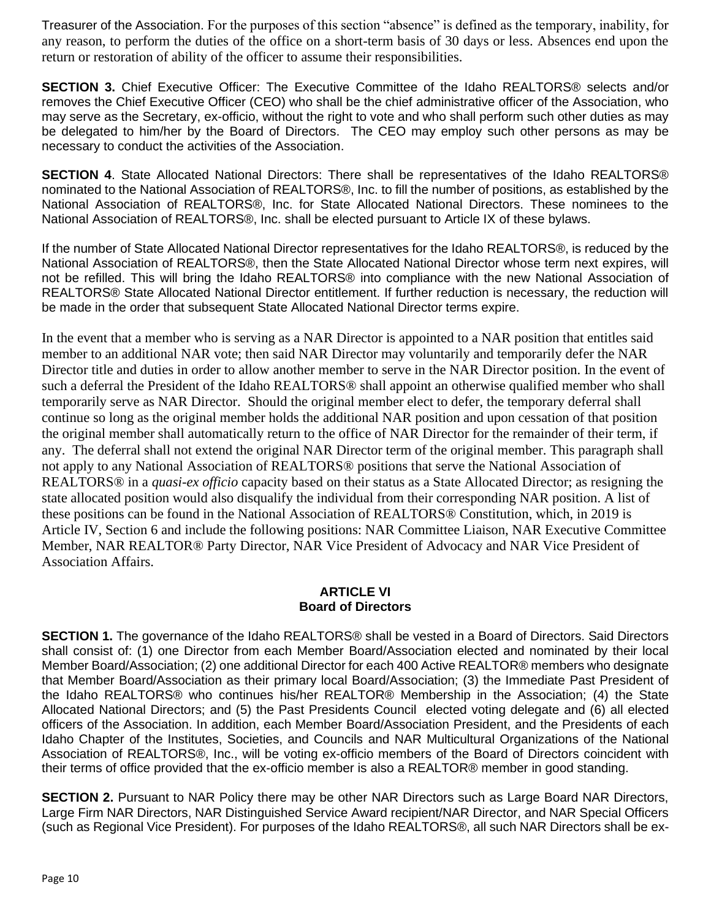Treasurer of the Association. For the purposes of this section "absence" is defined as the temporary, inability, for any reason, to perform the duties of the office on a short-term basis of 30 days or less. Absences end upon the return or restoration of ability of the officer to assume their responsibilities.

**SECTION 3.** Chief Executive Officer: The Executive Committee of the Idaho REALTORS® selects and/or removes the Chief Executive Officer (CEO) who shall be the chief administrative officer of the Association, who may serve as the Secretary, ex-officio, without the right to vote and who shall perform such other duties as may be delegated to him/her by the Board of Directors. The CEO may employ such other persons as may be necessary to conduct the activities of the Association.

**SECTION 4**. State Allocated National Directors: There shall be representatives of the Idaho REALTORS® nominated to the National Association of REALTORS®, Inc. to fill the number of positions, as established by the National Association of REALTORS®, Inc. for State Allocated National Directors. These nominees to the National Association of REALTORS®, Inc. shall be elected pursuant to Article IX of these bylaws.

If the number of State Allocated National Director representatives for the Idaho REALTORS®, is reduced by the National Association of REALTORS®, then the State Allocated National Director whose term next expires, will not be refilled. This will bring the Idaho REALTORS® into compliance with the new National Association of REALTORS® State Allocated National Director entitlement. If further reduction is necessary, the reduction will be made in the order that subsequent State Allocated National Director terms expire.

In the event that a member who is serving as a NAR Director is appointed to a NAR position that entitles said member to an additional NAR vote; then said NAR Director may voluntarily and temporarily defer the NAR Director title and duties in order to allow another member to serve in the NAR Director position. In the event of such a deferral the President of the Idaho REALTORS® shall appoint an otherwise qualified member who shall temporarily serve as NAR Director. Should the original member elect to defer, the temporary deferral shall continue so long as the original member holds the additional NAR position and upon cessation of that position the original member shall automatically return to the office of NAR Director for the remainder of their term, if any. The deferral shall not extend the original NAR Director term of the original member. This paragraph shall not apply to any National Association of REALTORS® positions that serve the National Association of REALTORS® in a *quasi-ex officio* capacity based on their status as a State Allocated Director; as resigning the state allocated position would also disqualify the individual from their corresponding NAR position. A list of these positions can be found in the National Association of REALTORS® Constitution, which, in 2019 is Article IV, Section 6 and include the following positions: NAR Committee Liaison, NAR Executive Committee Member, NAR REALTOR® Party Director, NAR Vice President of Advocacy and NAR Vice President of Association Affairs.

## ARTICLE VI
## Board of Directors

**SECTION 1.** The governance of the Idaho REALTORS® shall be vested in a Board of Directors. Said Directors shall consist of: (1) one Director from each Member Board/Association elected and nominated by their local Member Board/Association; (2) one additional Director for each 400 Active REALTOR® members who designate that Member Board/Association as their primary local Board/Association; (3) the Immediate Past President of the Idaho REALTORS® who continues his/her REALTOR® Membership in the Association; (4) the State Allocated National Directors; and (5) the Past Presidents Council elected voting delegate and (6) all elected officers of the Association. In addition, each Member Board/Association President, and the Presidents of each Idaho Chapter of the Institutes, Societies, and Councils and NAR Multicultural Organizations of the National Association of REALTORS®, Inc., will be voting ex-officio members of the Board of Directors coincident with their terms of office provided that the ex-officio member is also a REALTOR® member in good standing.

**SECTION 2.** Pursuant to NAR Policy there may be other NAR Directors such as Large Board NAR Directors, Large Firm NAR Directors, NAR Distinguished Service Award recipient/NAR Director, and NAR Special Officers (such as Regional Vice President). For purposes of the Idaho REALTORS®, all such NAR Directors shall be ex-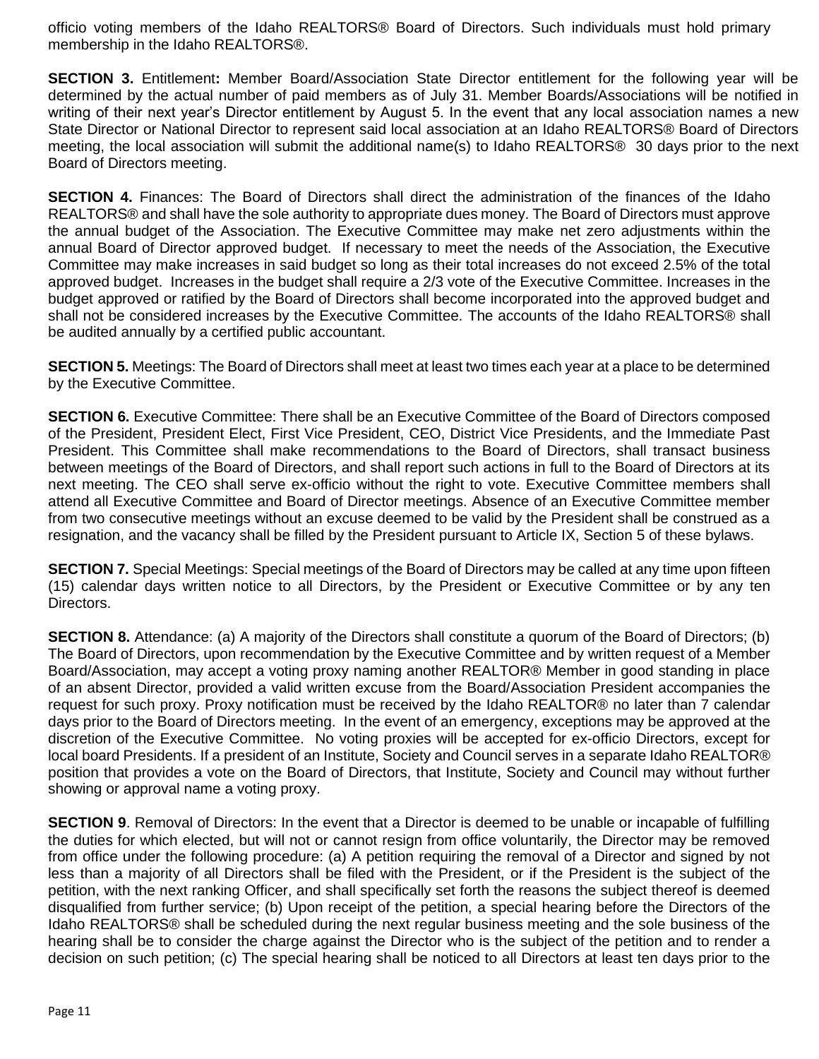officio voting members of the Idaho REALTORS® Board of Directors. Such individuals must hold primary membership in the Idaho REALTORS®.

**SECTION 3.** Entitlement**:** Member Board/Association State Director entitlement for the following year will be determined by the actual number of paid members as of July 31. Member Boards/Associations will be notified in writing of their next year's Director entitlement by August 5. In the event that any local association names a new State Director or National Director to represent said local association at an Idaho REALTORS® Board of Directors meeting, the local association will submit the additional name(s) to Idaho REALTORS® 30 days prior to the next Board of Directors meeting.

**SECTION 4.** Finances: The Board of Directors shall direct the administration of the finances of the Idaho REALTORS® and shall have the sole authority to appropriate dues money. The Board of Directors must approve the annual budget of the Association. The Executive Committee may make net zero adjustments within the annual Board of Director approved budget. If necessary to meet the needs of the Association, the Executive Committee may make increases in said budget so long as their total increases do not exceed 2.5% of the total approved budget. Increases in the budget shall require a 2/3 vote of the Executive Committee. Increases in the budget approved or ratified by the Board of Directors shall become incorporated into the approved budget and shall not be considered increases by the Executive Committee. The accounts of the Idaho REALTORS® shall be audited annually by a certified public accountant.

**SECTION 5.** Meetings: The Board of Directors shall meet at least two times each year at a place to be determined by the Executive Committee.

**SECTION 6.** Executive Committee: There shall be an Executive Committee of the Board of Directors composed of the President, President Elect, First Vice President, CEO, District Vice Presidents, and the Immediate Past President. This Committee shall make recommendations to the Board of Directors, shall transact business between meetings of the Board of Directors, and shall report such actions in full to the Board of Directors at its next meeting. The CEO shall serve ex-officio without the right to vote. Executive Committee members shall attend all Executive Committee and Board of Director meetings. Absence of an Executive Committee member from two consecutive meetings without an excuse deemed to be valid by the President shall be construed as a resignation, and the vacancy shall be filled by the President pursuant to Article IX, Section 5 of these bylaws.

**SECTION 7.** Special Meetings: Special meetings of the Board of Directors may be called at any time upon fifteen (15) calendar days written notice to all Directors, by the President or Executive Committee or by any ten Directors.

**SECTION 8.** Attendance: (a) A majority of the Directors shall constitute a quorum of the Board of Directors; (b) The Board of Directors, upon recommendation by the Executive Committee and by written request of a Member Board/Association, may accept a voting proxy naming another REALTOR® Member in good standing in place of an absent Director, provided a valid written excuse from the Board/Association President accompanies the request for such proxy. Proxy notification must be received by the Idaho REALTOR® no later than 7 calendar days prior to the Board of Directors meeting. In the event of an emergency, exceptions may be approved at the discretion of the Executive Committee. No voting proxies will be accepted for ex-officio Directors, except for local board Presidents. If a president of an Institute, Society and Council serves in a separate Idaho REALTOR® position that provides a vote on the Board of Directors, that Institute, Society and Council may without further showing or approval name a voting proxy.

**SECTION 9**. Removal of Directors: In the event that a Director is deemed to be unable or incapable of fulfilling the duties for which elected, but will not or cannot resign from office voluntarily, the Director may be removed from office under the following procedure: (a) A petition requiring the removal of a Director and signed by not less than a majority of all Directors shall be filed with the President, or if the President is the subject of the petition, with the next ranking Officer, and shall specifically set forth the reasons the subject thereof is deemed disqualified from further service; (b) Upon receipt of the petition, a special hearing before the Directors of the Idaho REALTORS® shall be scheduled during the next regular business meeting and the sole business of the hearing shall be to consider the charge against the Director who is the subject of the petition and to render a decision on such petition; (c) The special hearing shall be noticed to all Directors at least ten days prior to the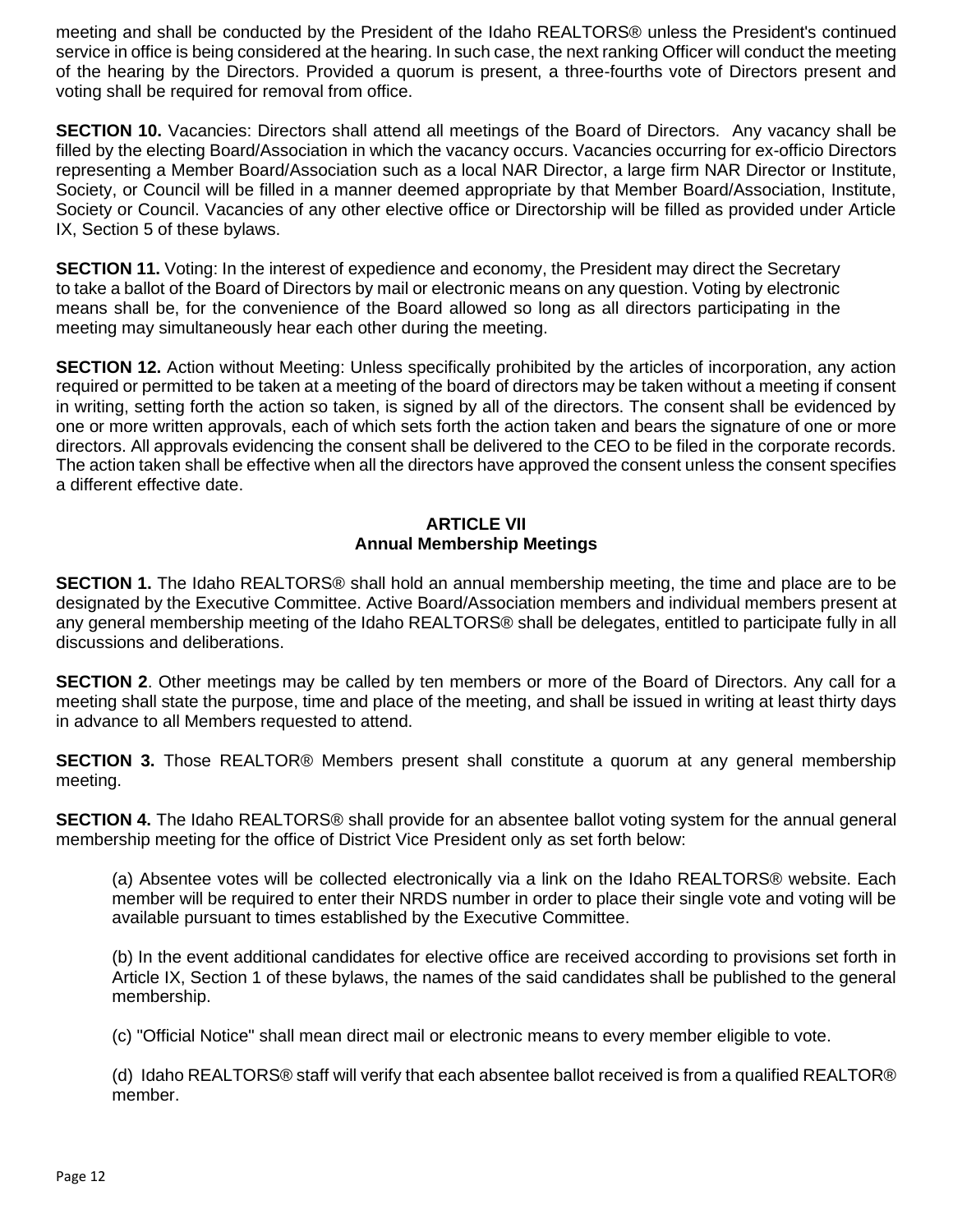meeting and shall be conducted by the President of the Idaho REALTORS® unless the President's continued service in office is being considered at the hearing. In such case, the next ranking Officer will conduct the meeting of the hearing by the Directors. Provided a quorum is present, a three-fourths vote of Directors present and voting shall be required for removal from office.

**SECTION 10.** Vacancies: Directors shall attend all meetings of the Board of Directors. Any vacancy shall be filled by the electing Board/Association in which the vacancy occurs. Vacancies occurring for ex-officio Directors representing a Member Board/Association such as a local NAR Director, a large firm NAR Director or Institute, Society, or Council will be filled in a manner deemed appropriate by that Member Board/Association, Institute, Society or Council. Vacancies of any other elective office or Directorship will be filled as provided under Article IX, Section 5 of these bylaws.

**SECTION 11.** Voting: In the interest of expedience and economy, the President may direct the Secretary to take a ballot of the Board of Directors by mail or electronic means on any question. Voting by electronic means shall be, for the convenience of the Board allowed so long as all directors participating in the meeting may simultaneously hear each other during the meeting.

**SECTION 12.** Action without Meeting: Unless specifically prohibited by the articles of incorporation, any action required or permitted to be taken at a meeting of the board of directors may be taken without a meeting if consent in writing, setting forth the action so taken, is signed by all of the directors. The consent shall be evidenced by one or more written approvals, each of which sets forth the action taken and bears the signature of one or more directors. All approvals evidencing the consent shall be delivered to the CEO to be filed in the corporate records. The action taken shall be effective when all the directors have approved the consent unless the consent specifies a different effective date.

## ARTICLE VII
## Annual Membership Meetings

**SECTION 1.** The Idaho REALTORS® shall hold an annual membership meeting, the time and place are to be designated by the Executive Committee. Active Board/Association members and individual members present at any general membership meeting of the Idaho REALTORS® shall be delegates, entitled to participate fully in all discussions and deliberations.

**SECTION 2**. Other meetings may be called by ten members or more of the Board of Directors. Any call for a meeting shall state the purpose, time and place of the meeting, and shall be issued in writing at least thirty days in advance to all Members requested to attend.

**SECTION 3.** Those REALTOR® Members present shall constitute a quorum at any general membership meeting.

**SECTION 4.** The Idaho REALTORS® shall provide for an absentee ballot voting system for the annual general membership meeting for the office of District Vice President only as set forth below:

(a) Absentee votes will be collected electronically via a link on the Idaho REALTORS® website. Each member will be required to enter their NRDS number in order to place their single vote and voting will be available pursuant to times established by the Executive Committee.

(b) In the event additional candidates for elective office are received according to provisions set forth in Article IX, Section 1 of these bylaws, the names of the said candidates shall be published to the general membership.

(c) "Official Notice" shall mean direct mail or electronic means to every member eligible to vote.

(d) Idaho REALTORS® staff will verify that each absentee ballot received is from a qualified REALTOR® member.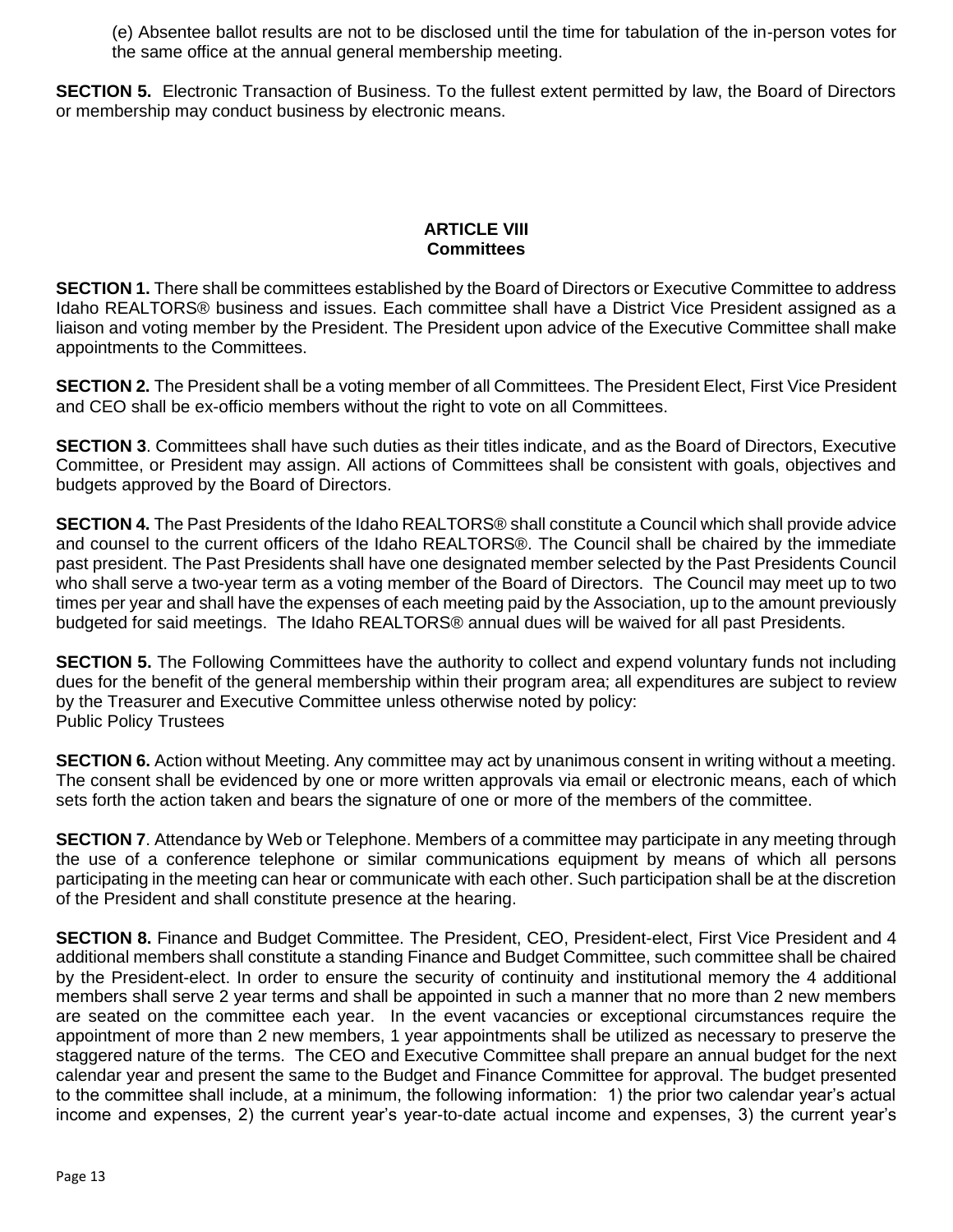(e) Absentee ballot results are not to be disclosed until the time for tabulation of the in-person votes for the same office at the annual general membership meeting.

**SECTION 5.** Electronic Transaction of Business. To the fullest extent permitted by law, the Board of Directors or membership may conduct business by electronic means.

## ARTICLE VIII
## Committees

**SECTION 1.** There shall be committees established by the Board of Directors or Executive Committee to address Idaho REALTORS® business and issues. Each committee shall have a District Vice President assigned as a liaison and voting member by the President. The President upon advice of the Executive Committee shall make appointments to the Committees.

**SECTION 2.** The President shall be a voting member of all Committees. The President Elect, First Vice President and CEO shall be ex-officio members without the right to vote on all Committees.

**SECTION 3**. Committees shall have such duties as their titles indicate, and as the Board of Directors, Executive Committee, or President may assign. All actions of Committees shall be consistent with goals, objectives and budgets approved by the Board of Directors.

**SECTION 4.** The Past Presidents of the Idaho REALTORS® shall constitute a Council which shall provide advice and counsel to the current officers of the Idaho REALTORS®. The Council shall be chaired by the immediate past president. The Past Presidents shall have one designated member selected by the Past Presidents Council who shall serve a two-year term as a voting member of the Board of Directors. The Council may meet up to two times per year and shall have the expenses of each meeting paid by the Association, up to the amount previously budgeted for said meetings. The Idaho REALTORS® annual dues will be waived for all past Presidents.

**SECTION 5.** The Following Committees have the authority to collect and expend voluntary funds not including dues for the benefit of the general membership within their program area; all expenditures are subject to review by the Treasurer and Executive Committee unless otherwise noted by policy:
Public Policy Trustees

**SECTION 6.** Action without Meeting. Any committee may act by unanimous consent in writing without a meeting. The consent shall be evidenced by one or more written approvals via email or electronic means, each of which sets forth the action taken and bears the signature of one or more of the members of the committee.

**SECTION 7**. Attendance by Web or Telephone. Members of a committee may participate in any meeting through the use of a conference telephone or similar communications equipment by means of which all persons participating in the meeting can hear or communicate with each other. Such participation shall be at the discretion of the President and shall constitute presence at the hearing.

**SECTION 8.** Finance and Budget Committee. The President, CEO, President-elect, First Vice President and 4 additional members shall constitute a standing Finance and Budget Committee, such committee shall be chaired by the President-elect. In order to ensure the security of continuity and institutional memory the 4 additional members shall serve 2 year terms and shall be appointed in such a manner that no more than 2 new members are seated on the committee each year. In the event vacancies or exceptional circumstances require the appointment of more than 2 new members, 1 year appointments shall be utilized as necessary to preserve the staggered nature of the terms. The CEO and Executive Committee shall prepare an annual budget for the next calendar year and present the same to the Budget and Finance Committee for approval. The budget presented to the committee shall include, at a minimum, the following information: 1) the prior two calendar year's actual income and expenses, 2) the current year's year-to-date actual income and expenses, 3) the current year's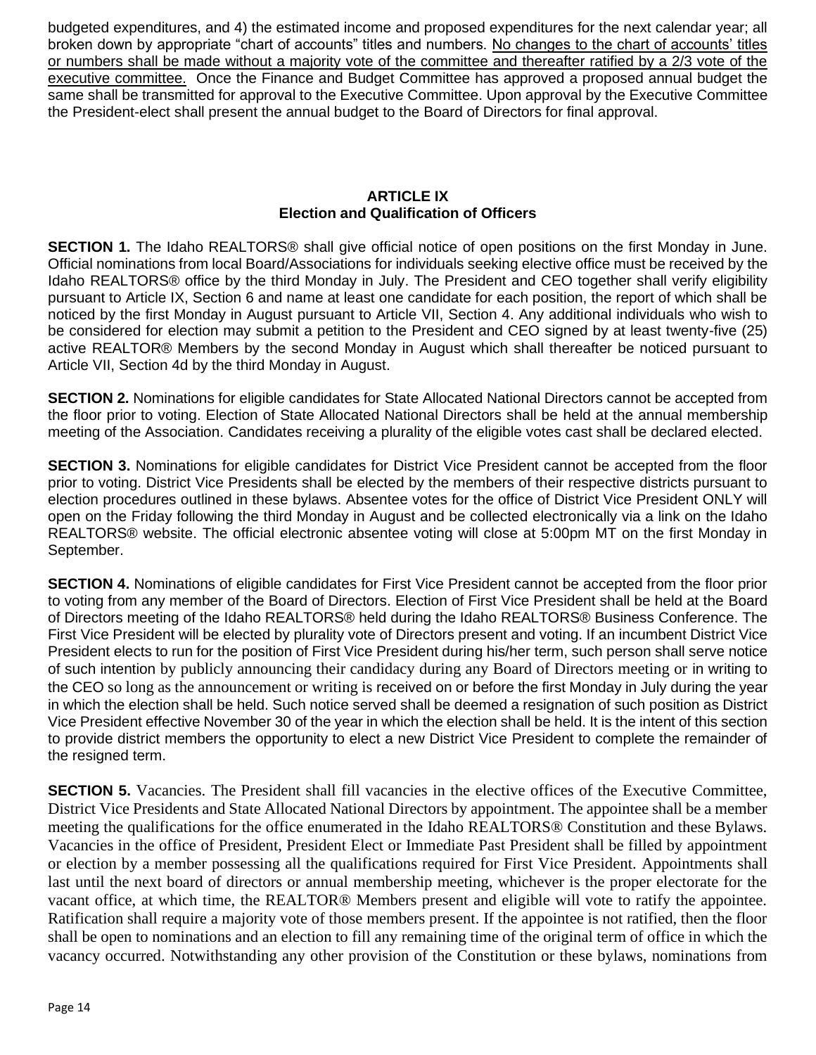budgeted expenditures, and 4) the estimated income and proposed expenditures for the next calendar year; all broken down by appropriate "chart of accounts" titles and numbers. <u>No changes to the chart of accounts' titles or numbers shall be made without a majority vote of the committee and thereafter ratified by a 2/3 vote of the executive committee.</u> Once the Finance and Budget Committee has approved a proposed annual budget the same shall be transmitted for approval to the Executive Committee. Upon approval by the Executive Committee the President-elect shall present the annual budget to the Board of Directors for final approval.

## ARTICLE IX
## Election and Qualification of Officers

**SECTION 1.** The Idaho REALTORS® shall give official notice of open positions on the first Monday in June. Official nominations from local Board/Associations for individuals seeking elective office must be received by the Idaho REALTORS® office by the third Monday in July. The President and CEO together shall verify eligibility pursuant to Article IX, Section 6 and name at least one candidate for each position, the report of which shall be noticed by the first Monday in August pursuant to Article VII, Section 4. Any additional individuals who wish to be considered for election may submit a petition to the President and CEO signed by at least twenty-five (25) active REALTOR® Members by the second Monday in August which shall thereafter be noticed pursuant to Article VII, Section 4d by the third Monday in August.

**SECTION 2.** Nominations for eligible candidates for State Allocated National Directors cannot be accepted from the floor prior to voting. Election of State Allocated National Directors shall be held at the annual membership meeting of the Association. Candidates receiving a plurality of the eligible votes cast shall be declared elected.

**SECTION 3.** Nominations for eligible candidates for District Vice President cannot be accepted from the floor prior to voting. District Vice Presidents shall be elected by the members of their respective districts pursuant to election procedures outlined in these bylaws. Absentee votes for the office of District Vice President ONLY will open on the Friday following the third Monday in August and be collected electronically via a link on the Idaho REALTORS® website. The official electronic absentee voting will close at 5:00pm MT on the first Monday in September.

**SECTION 4.** Nominations of eligible candidates for First Vice President cannot be accepted from the floor prior to voting from any member of the Board of Directors. Election of First Vice President shall be held at the Board of Directors meeting of the Idaho REALTORS® held during the Idaho REALTORS® Business Conference. The First Vice President will be elected by plurality vote of Directors present and voting. If an incumbent District Vice President elects to run for the position of First Vice President during his/her term, such person shall serve notice of such intention by publicly announcing their candidacy during any Board of Directors meeting or in writing to the CEO so long as the announcement or writing is received on or before the first Monday in July during the year in which the election shall be held. Such notice served shall be deemed a resignation of such position as District Vice President effective November 30 of the year in which the election shall be held. It is the intent of this section to provide district members the opportunity to elect a new District Vice President to complete the remainder of the resigned term.

**SECTION 5.** Vacancies. The President shall fill vacancies in the elective offices of the Executive Committee, District Vice Presidents and State Allocated National Directors by appointment. The appointee shall be a member meeting the qualifications for the office enumerated in the Idaho REALTORS® Constitution and these Bylaws. Vacancies in the office of President, President Elect or Immediate Past President shall be filled by appointment or election by a member possessing all the qualifications required for First Vice President. Appointments shall last until the next board of directors or annual membership meeting, whichever is the proper electorate for the vacant office, at which time, the REALTOR® Members present and eligible will vote to ratify the appointee. Ratification shall require a majority vote of those members present. If the appointee is not ratified, then the floor shall be open to nominations and an election to fill any remaining time of the original term of office in which the vacancy occurred. Notwithstanding any other provision of the Constitution or these bylaws, nominations from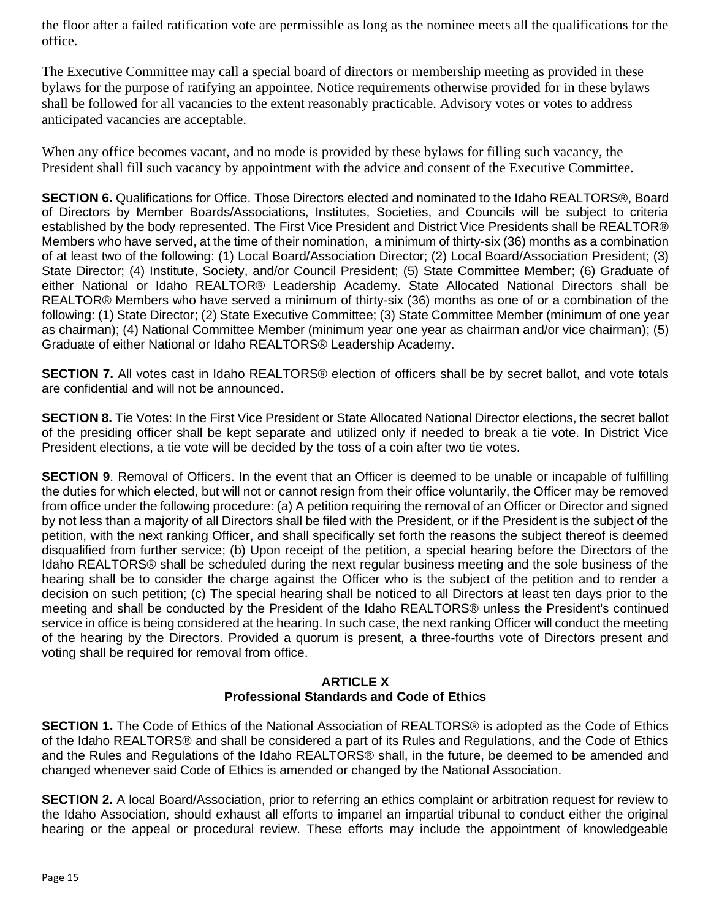the floor after a failed ratification vote are permissible as long as the nominee meets all the qualifications for the office.

The Executive Committee may call a special board of directors or membership meeting as provided in these bylaws for the purpose of ratifying an appointee. Notice requirements otherwise provided for in these bylaws shall be followed for all vacancies to the extent reasonably practicable. Advisory votes or votes to address anticipated vacancies are acceptable.

When any office becomes vacant, and no mode is provided by these bylaws for filling such vacancy, the President shall fill such vacancy by appointment with the advice and consent of the Executive Committee.

**SECTION 6.** Qualifications for Office. Those Directors elected and nominated to the Idaho REALTORS®, Board of Directors by Member Boards/Associations, Institutes, Societies, and Councils will be subject to criteria established by the body represented. The First Vice President and District Vice Presidents shall be REALTOR® Members who have served, at the time of their nomination, a minimum of thirty-six (36) months as a combination of at least two of the following: (1) Local Board/Association Director; (2) Local Board/Association President; (3) State Director; (4) Institute, Society, and/or Council President; (5) State Committee Member; (6) Graduate of either National or Idaho REALTOR® Leadership Academy. State Allocated National Directors shall be REALTOR® Members who have served a minimum of thirty-six (36) months as one of or a combination of the following: (1) State Director; (2) State Executive Committee; (3) State Committee Member (minimum of one year as chairman); (4) National Committee Member (minimum year one year as chairman and/or vice chairman); (5) Graduate of either National or Idaho REALTORS® Leadership Academy.

**SECTION 7.** All votes cast in Idaho REALTORS® election of officers shall be by secret ballot, and vote totals are confidential and will not be announced.

**SECTION 8.** Tie Votes: In the First Vice President or State Allocated National Director elections, the secret ballot of the presiding officer shall be kept separate and utilized only if needed to break a tie vote. In District Vice President elections, a tie vote will be decided by the toss of a coin after two tie votes.

**SECTION 9**. Removal of Officers. In the event that an Officer is deemed to be unable or incapable of fulfilling the duties for which elected, but will not or cannot resign from their office voluntarily, the Officer may be removed from office under the following procedure: (a) A petition requiring the removal of an Officer or Director and signed by not less than a majority of all Directors shall be filed with the President, or if the President is the subject of the petition, with the next ranking Officer, and shall specifically set forth the reasons the subject thereof is deemed disqualified from further service; (b) Upon receipt of the petition, a special hearing before the Directors of the Idaho REALTORS® shall be scheduled during the next regular business meeting and the sole business of the hearing shall be to consider the charge against the Officer who is the subject of the petition and to render a decision on such petition; (c) The special hearing shall be noticed to all Directors at least ten days prior to the meeting and shall be conducted by the President of the Idaho REALTORS® unless the President's continued service in office is being considered at the hearing. In such case, the next ranking Officer will conduct the meeting of the hearing by the Directors. Provided a quorum is present, a three-fourths vote of Directors present and voting shall be required for removal from office.

## ARTICLE X
## Professional Standards and Code of Ethics

**SECTION 1.** The Code of Ethics of the National Association of REALTORS® is adopted as the Code of Ethics of the Idaho REALTORS® and shall be considered a part of its Rules and Regulations, and the Code of Ethics and the Rules and Regulations of the Idaho REALTORS® shall, in the future, be deemed to be amended and changed whenever said Code of Ethics is amended or changed by the National Association.

**SECTION 2.** A local Board/Association, prior to referring an ethics complaint or arbitration request for review to the Idaho Association, should exhaust all efforts to impanel an impartial tribunal to conduct either the original hearing or the appeal or procedural review. These efforts may include the appointment of knowledgeable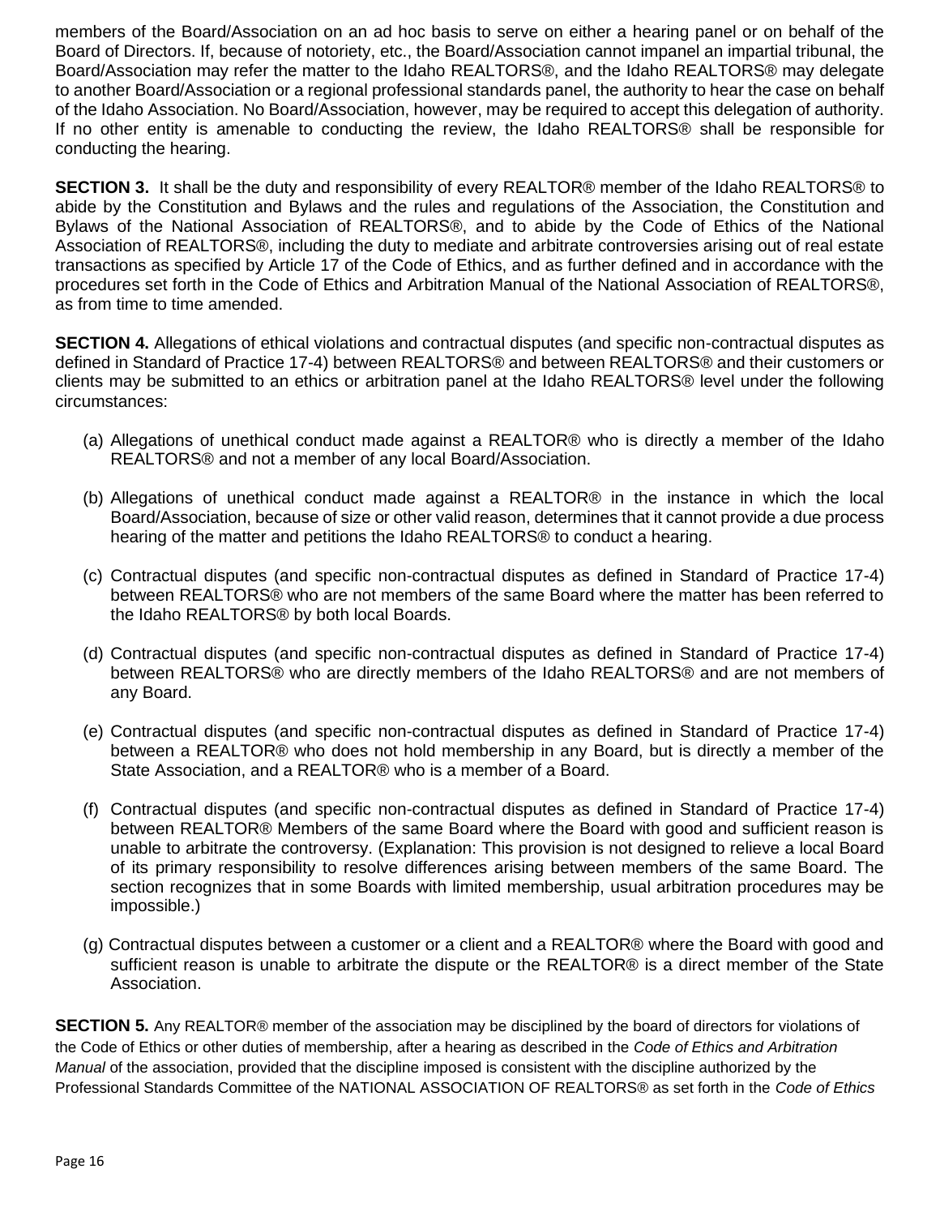members of the Board/Association on an ad hoc basis to serve on either a hearing panel or on behalf of the Board of Directors. If, because of notoriety, etc., the Board/Association cannot impanel an impartial tribunal, the Board/Association may refer the matter to the Idaho REALTORS®, and the Idaho REALTORS® may delegate to another Board/Association or a regional professional standards panel, the authority to hear the case on behalf of the Idaho Association. No Board/Association, however, may be required to accept this delegation of authority. If no other entity is amenable to conducting the review, the Idaho REALTORS® shall be responsible for conducting the hearing.

**SECTION 3.** It shall be the duty and responsibility of every REALTOR® member of the Idaho REALTORS® to abide by the Constitution and Bylaws and the rules and regulations of the Association, the Constitution and Bylaws of the National Association of REALTORS®, and to abide by the Code of Ethics of the National Association of REALTORS®, including the duty to mediate and arbitrate controversies arising out of real estate transactions as specified by Article 17 of the Code of Ethics, and as further defined and in accordance with the procedures set forth in the Code of Ethics and Arbitration Manual of the National Association of REALTORS®, as from time to time amended.

**SECTION 4.** Allegations of ethical violations and contractual disputes (and specific non-contractual disputes as defined in Standard of Practice 17-4) between REALTORS® and between REALTORS® and their customers or clients may be submitted to an ethics or arbitration panel at the Idaho REALTORS® level under the following circumstances:

(a) Allegations of unethical conduct made against a REALTOR® who is directly a member of the Idaho REALTORS® and not a member of any local Board/Association.

(b) Allegations of unethical conduct made against a REALTOR® in the instance in which the local Board/Association, because of size or other valid reason, determines that it cannot provide a due process hearing of the matter and petitions the Idaho REALTORS® to conduct a hearing.

(c) Contractual disputes (and specific non-contractual disputes as defined in Standard of Practice 17-4) between REALTORS® who are not members of the same Board where the matter has been referred to the Idaho REALTORS® by both local Boards.

(d) Contractual disputes (and specific non-contractual disputes as defined in Standard of Practice 17-4) between REALTORS® who are directly members of the Idaho REALTORS® and are not members of any Board.

(e) Contractual disputes (and specific non-contractual disputes as defined in Standard of Practice 17-4) between a REALTOR® who does not hold membership in any Board, but is directly a member of the State Association, and a REALTOR® who is a member of a Board.

(f) Contractual disputes (and specific non-contractual disputes as defined in Standard of Practice 17-4) between REALTOR® Members of the same Board where the Board with good and sufficient reason is unable to arbitrate the controversy. (Explanation: This provision is not designed to relieve a local Board of its primary responsibility to resolve differences arising between members of the same Board. The section recognizes that in some Boards with limited membership, usual arbitration procedures may be impossible.)

(g) Contractual disputes between a customer or a client and a REALTOR® where the Board with good and sufficient reason is unable to arbitrate the dispute or the REALTOR® is a direct member of the State Association.

**SECTION 5.** Any REALTOR® member of the association may be disciplined by the board of directors for violations of the Code of Ethics or other duties of membership, after a hearing as described in the *Code of Ethics and Arbitration Manual* of the association, provided that the discipline imposed is consistent with the discipline authorized by the Professional Standards Committee of the NATIONAL ASSOCIATION OF REALTORS® as set forth in the *Code of Ethics*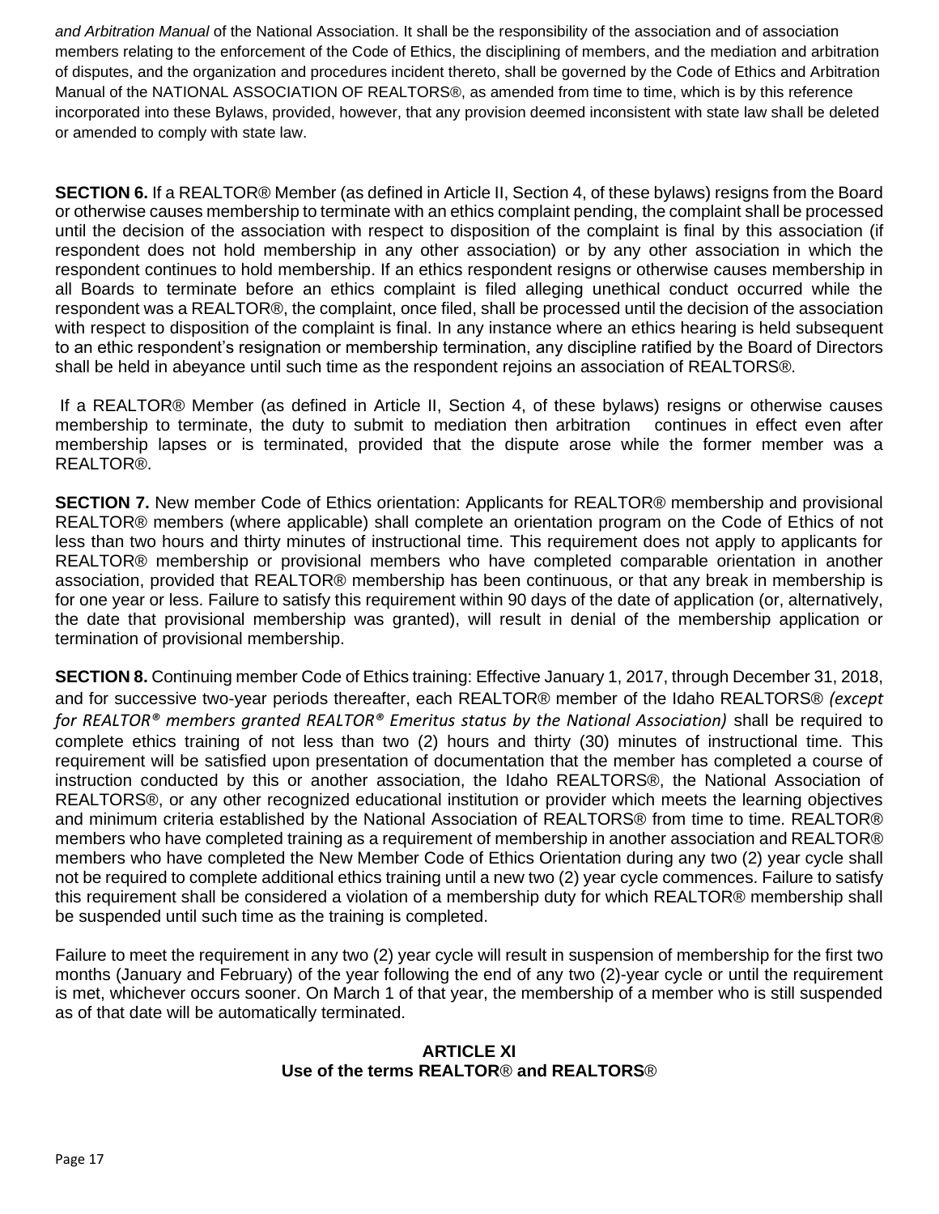*and Arbitration Manual* of the National Association. It shall be the responsibility of the association and of association members relating to the enforcement of the Code of Ethics, the disciplining of members, and the mediation and arbitration of disputes, and the organization and procedures incident thereto, shall be governed by the Code of Ethics and Arbitration Manual of the NATIONAL ASSOCIATION OF REALTORS®, as amended from time to time, which is by this reference incorporated into these Bylaws, provided, however, that any provision deemed inconsistent with state law shall be deleted or amended to comply with state law.

**SECTION 6.** If a REALTOR® Member (as defined in Article II, Section 4, of these bylaws) resigns from the Board or otherwise causes membership to terminate with an ethics complaint pending, the complaint shall be processed until the decision of the association with respect to disposition of the complaint is final by this association (if respondent does not hold membership in any other association) or by any other association in which the respondent continues to hold membership. If an ethics respondent resigns or otherwise causes membership in all Boards to terminate before an ethics complaint is filed alleging unethical conduct occurred while the respondent was a REALTOR®, the complaint, once filed, shall be processed until the decision of the association with respect to disposition of the complaint is final. In any instance where an ethics hearing is held subsequent to an ethic respondent's resignation or membership termination, any discipline ratified by the Board of Directors shall be held in abeyance until such time as the respondent rejoins an association of REALTORS®.

If a REALTOR® Member (as defined in Article II, Section 4, of these bylaws) resigns or otherwise causes membership to terminate, the duty to submit to mediation then arbitration continues in effect even after membership lapses or is terminated, provided that the dispute arose while the former member was a REALTOR®.

**SECTION 7.** New member Code of Ethics orientation: Applicants for REALTOR® membership and provisional REALTOR® members (where applicable) shall complete an orientation program on the Code of Ethics of not less than two hours and thirty minutes of instructional time. This requirement does not apply to applicants for REALTOR® membership or provisional members who have completed comparable orientation in another association, provided that REALTOR® membership has been continuous, or that any break in membership is for one year or less. Failure to satisfy this requirement within 90 days of the date of application (or, alternatively, the date that provisional membership was granted), will result in denial of the membership application or termination of provisional membership.

**SECTION 8.** Continuing member Code of Ethics training: Effective January 1, 2017, through December 31, 2018, and for successive two-year periods thereafter, each REALTOR® member of the Idaho REALTORS® *(except for REALTOR® members granted REALTOR® Emeritus status by the National Association)* shall be required to complete ethics training of not less than two (2) hours and thirty (30) minutes of instructional time. This requirement will be satisfied upon presentation of documentation that the member has completed a course of instruction conducted by this or another association, the Idaho REALTORS®, the National Association of REALTORS®, or any other recognized educational institution or provider which meets the learning objectives and minimum criteria established by the National Association of REALTORS® from time to time. REALTOR® members who have completed training as a requirement of membership in another association and REALTOR® members who have completed the New Member Code of Ethics Orientation during any two (2) year cycle shall not be required to complete additional ethics training until a new two (2) year cycle commences. Failure to satisfy this requirement shall be considered a violation of a membership duty for which REALTOR® membership shall be suspended until such time as the training is completed.

Failure to meet the requirement in any two (2) year cycle will result in suspension of membership for the first two months (January and February) of the year following the end of any two (2)-year cycle or until the requirement is met, whichever occurs sooner. On March 1 of that year, the membership of a member who is still suspended as of that date will be automatically terminated.

## ARTICLE XI
## Use of the terms REALTOR® and REALTORS®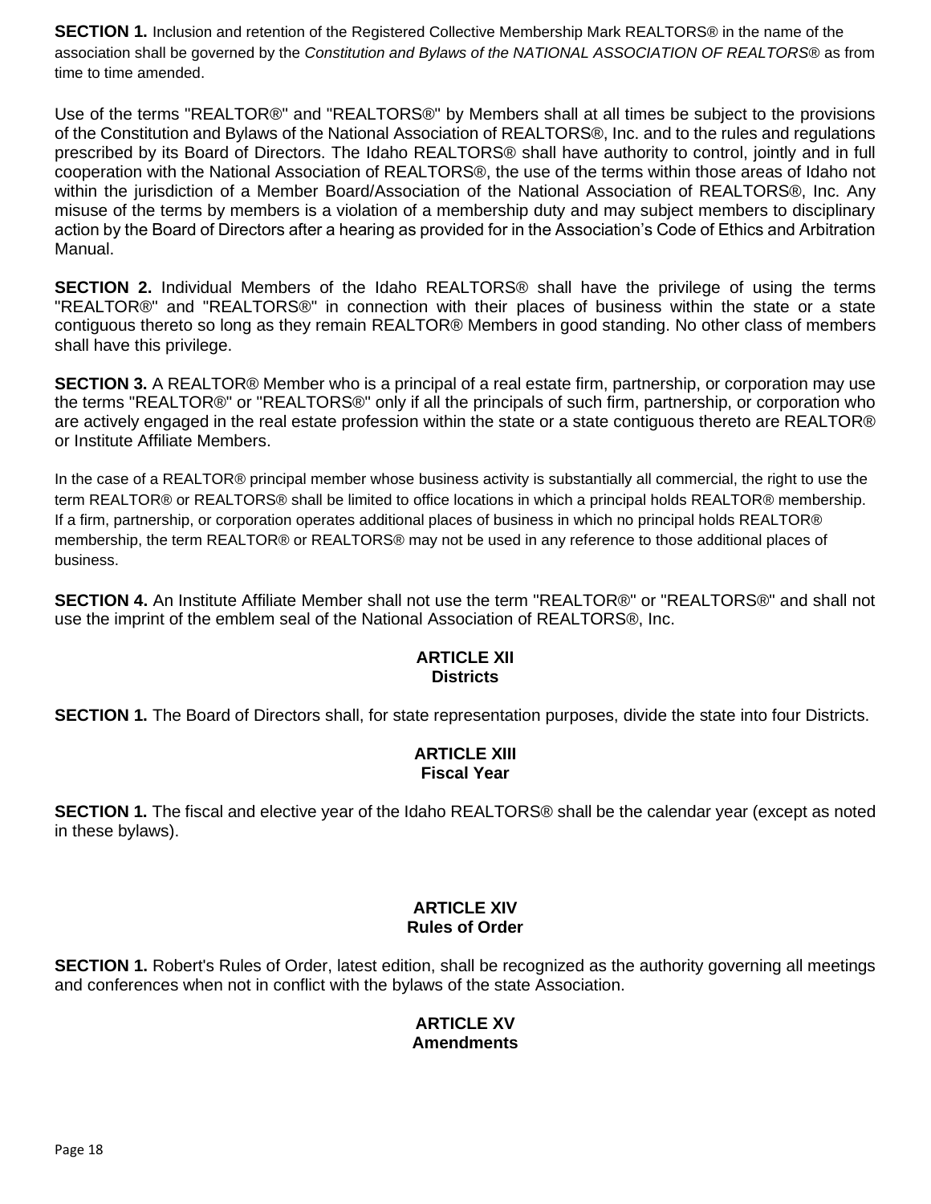**SECTION 1.** Inclusion and retention of the Registered Collective Membership Mark REALTORS® in the name of the association shall be governed by the *Constitution and Bylaws of the NATIONAL ASSOCIATION OF REALTORS®* as from time to time amended.

Use of the terms "REALTOR®" and "REALTORS®" by Members shall at all times be subject to the provisions of the Constitution and Bylaws of the National Association of REALTORS®, Inc. and to the rules and regulations prescribed by its Board of Directors. The Idaho REALTORS® shall have authority to control, jointly and in full cooperation with the National Association of REALTORS®, the use of the terms within those areas of Idaho not within the jurisdiction of a Member Board/Association of the National Association of REALTORS®, Inc. Any misuse of the terms by members is a violation of a membership duty and may subject members to disciplinary action by the Board of Directors after a hearing as provided for in the Association's Code of Ethics and Arbitration Manual.

**SECTION 2.** Individual Members of the Idaho REALTORS® shall have the privilege of using the terms "REALTOR®" and "REALTORS®" in connection with their places of business within the state or a state contiguous thereto so long as they remain REALTOR® Members in good standing. No other class of members shall have this privilege.

**SECTION 3.** A REALTOR® Member who is a principal of a real estate firm, partnership, or corporation may use the terms "REALTOR®" or "REALTORS®" only if all the principals of such firm, partnership, or corporation who are actively engaged in the real estate profession within the state or a state contiguous thereto are REALTOR® or Institute Affiliate Members.

In the case of a REALTOR® principal member whose business activity is substantially all commercial, the right to use the term REALTOR® or REALTORS® shall be limited to office locations in which a principal holds REALTOR® membership. If a firm, partnership, or corporation operates additional places of business in which no principal holds REALTOR® membership, the term REALTOR® or REALTORS® may not be used in any reference to those additional places of business.

**SECTION 4.** An Institute Affiliate Member shall not use the term "REALTOR®" or "REALTORS®" and shall not use the imprint of the emblem seal of the National Association of REALTORS®, Inc.

## ARTICLE XII
## Districts

**SECTION 1.** The Board of Directors shall, for state representation purposes, divide the state into four Districts.

## ARTICLE XIII
## Fiscal Year

**SECTION 1.** The fiscal and elective year of the Idaho REALTORS® shall be the calendar year (except as noted in these bylaws).

## ARTICLE XIV
## Rules of Order

**SECTION 1.** Robert's Rules of Order, latest edition, shall be recognized as the authority governing all meetings and conferences when not in conflict with the bylaws of the state Association.

## ARTICLE XV
## Amendments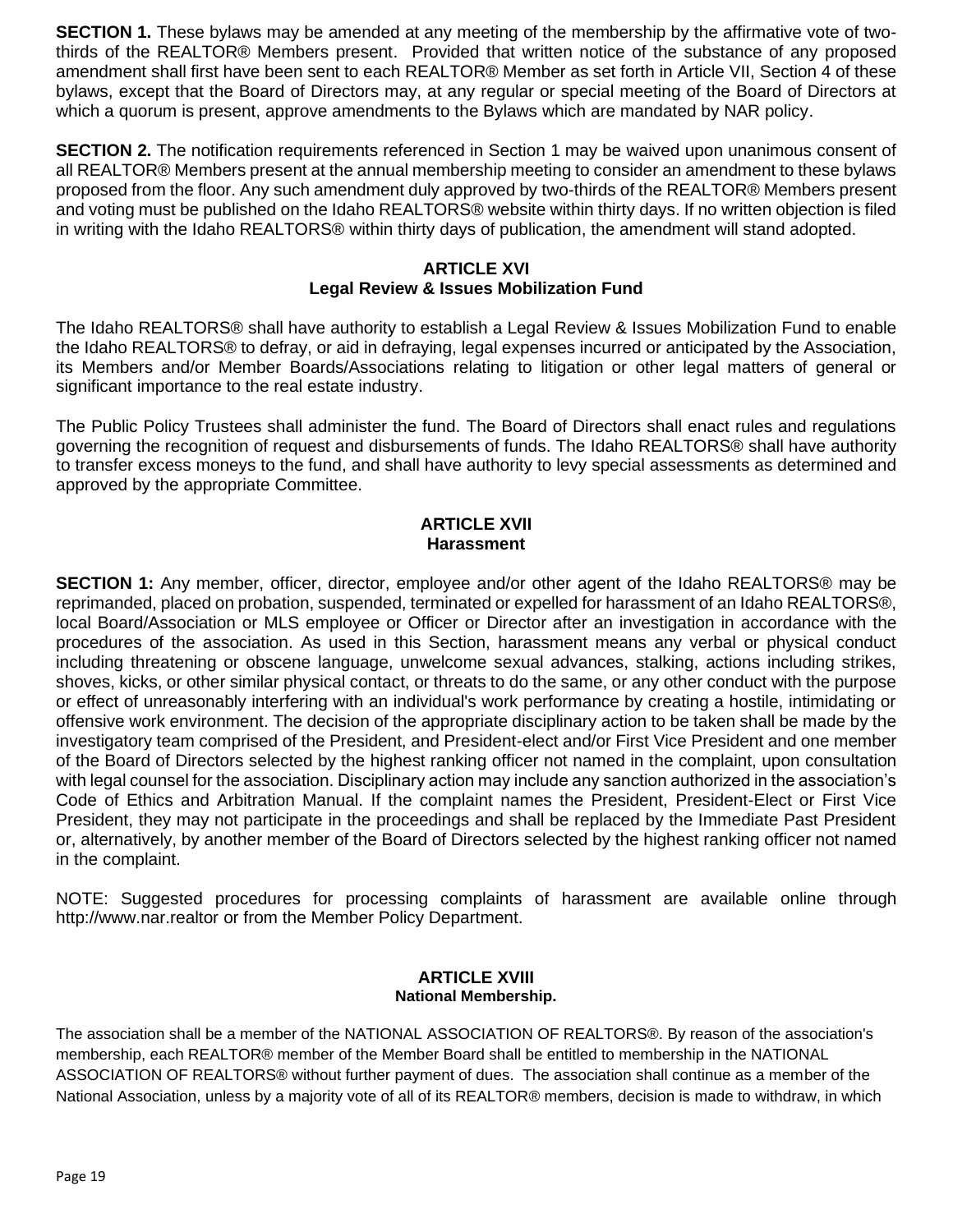**SECTION 1.** These bylaws may be amended at any meeting of the membership by the affirmative vote of two-thirds of the REALTOR® Members present. Provided that written notice of the substance of any proposed amendment shall first have been sent to each REALTOR® Member as set forth in Article VII, Section 4 of these bylaws, except that the Board of Directors may, at any regular or special meeting of the Board of Directors at which a quorum is present, approve amendments to the Bylaws which are mandated by NAR policy.

**SECTION 2.** The notification requirements referenced in Section 1 may be waived upon unanimous consent of all REALTOR® Members present at the annual membership meeting to consider an amendment to these bylaws proposed from the floor. Any such amendment duly approved by two-thirds of the REALTOR® Members present and voting must be published on the Idaho REALTORS® website within thirty days. If no written objection is filed in writing with the Idaho REALTORS® within thirty days of publication, the amendment will stand adopted.

## ARTICLE XVI
## Legal Review & Issues Mobilization Fund

The Idaho REALTORS® shall have authority to establish a Legal Review & Issues Mobilization Fund to enable the Idaho REALTORS® to defray, or aid in defraying, legal expenses incurred or anticipated by the Association, its Members and/or Member Boards/Associations relating to litigation or other legal matters of general or significant importance to the real estate industry.

The Public Policy Trustees shall administer the fund. The Board of Directors shall enact rules and regulations governing the recognition of request and disbursements of funds. The Idaho REALTORS® shall have authority to transfer excess moneys to the fund, and shall have authority to levy special assessments as determined and approved by the appropriate Committee.

## ARTICLE XVII
## Harassment

**SECTION 1:** Any member, officer, director, employee and/or other agent of the Idaho REALTORS® may be reprimanded, placed on probation, suspended, terminated or expelled for harassment of an Idaho REALTORS®, local Board/Association or MLS employee or Officer or Director after an investigation in accordance with the procedures of the association. As used in this Section, harassment means any verbal or physical conduct including threatening or obscene language, unwelcome sexual advances, stalking, actions including strikes, shoves, kicks, or other similar physical contact, or threats to do the same, or any other conduct with the purpose or effect of unreasonably interfering with an individual's work performance by creating a hostile, intimidating or offensive work environment. The decision of the appropriate disciplinary action to be taken shall be made by the investigatory team comprised of the President, and President-elect and/or First Vice President and one member of the Board of Directors selected by the highest ranking officer not named in the complaint, upon consultation with legal counsel for the association. Disciplinary action may include any sanction authorized in the association's Code of Ethics and Arbitration Manual. If the complaint names the President, President-Elect or First Vice President, they may not participate in the proceedings and shall be replaced by the Immediate Past President or, alternatively, by another member of the Board of Directors selected by the highest ranking officer not named in the complaint.

NOTE: Suggested procedures for processing complaints of harassment are available online through http://www.nar.realtor or from the Member Policy Department.

## ARTICLE XVIII
## National Membership.

The association shall be a member of the NATIONAL ASSOCIATION OF REALTORS®. By reason of the association's membership, each REALTOR® member of the Member Board shall be entitled to membership in the NATIONAL ASSOCIATION OF REALTORS® without further payment of dues. The association shall continue as a member of the National Association, unless by a majority vote of all of its REALTOR® members, decision is made to withdraw, in which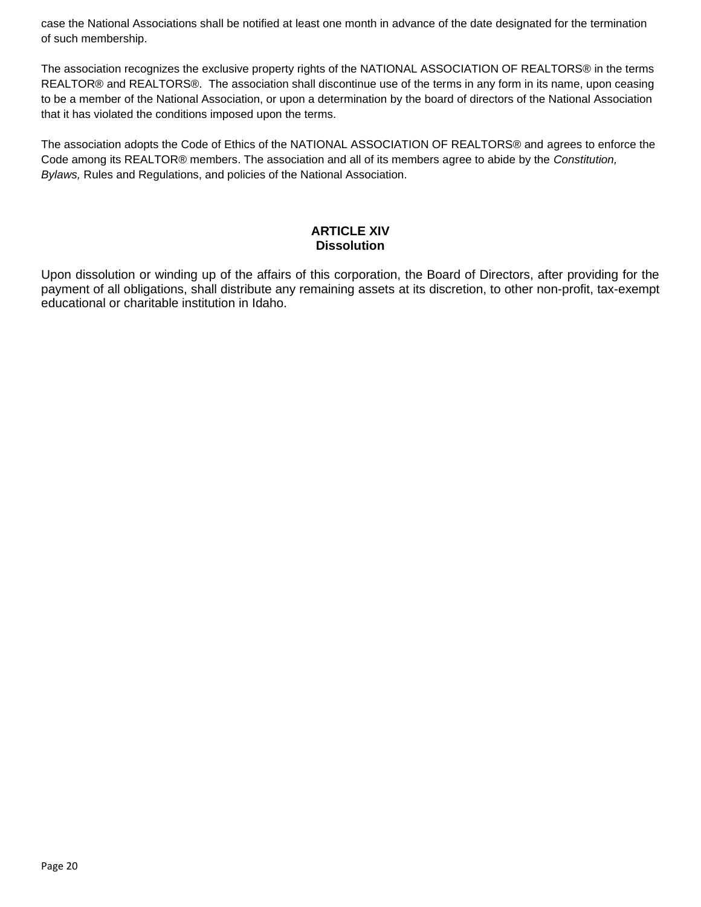case the National Associations shall be notified at least one month in advance of the date designated for the termination of such membership.

The association recognizes the exclusive property rights of the NATIONAL ASSOCIATION OF REALTORS® in the terms REALTOR® and REALTORS®. The association shall discontinue use of the terms in any form in its name, upon ceasing to be a member of the National Association, or upon a determination by the board of directors of the National Association that it has violated the conditions imposed upon the terms.

The association adopts the Code of Ethics of the NATIONAL ASSOCIATION OF REALTORS® and agrees to enforce the Code among its REALTOR® members. The association and all of its members agree to abide by the *Constitution, Bylaws,* Rules and Regulations, and policies of the National Association.

## ARTICLE XIV
## Dissolution

Upon dissolution or winding up of the affairs of this corporation, the Board of Directors, after providing for the payment of all obligations, shall distribute any remaining assets at its discretion, to other non-profit, tax-exempt educational or charitable institution in Idaho.